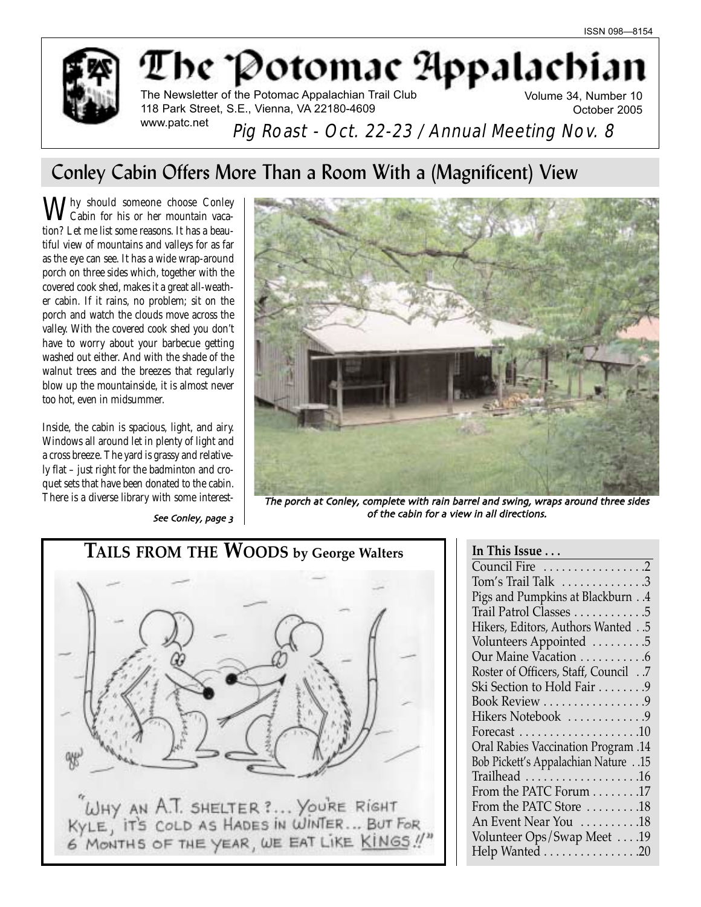ISSN 098—8154

# The Potomac Appalachian

The Newsletter of the Potomac Appalachian Trail Club
118 Park Street, S.E., Vienna, VA 22180-4609
www.patc.net

Volume 34, Number 10
October 2005

*Pig Roast - Oct. 22-23 / Annual Meeting Nov. 8*

## Conley Cabin Offers More Than a Room With a (Magnificent) View

Why should someone choose Conley Cabin for his or her mountain vacation? Let me list some reasons. It has a beautiful view of mountains and valleys for as far as the eye can see. It has a wide wrap-around porch on three sides which, together with the covered cook shed, makes it a great all-weather cabin. If it rains, no problem; sit on the porch and watch the clouds move across the valley. With the covered cook shed you don't have to worry about your barbecue getting washed out either. And with the shade of the walnut trees and the breezes that regularly blow up the mountainside, it is almost never too hot, even in midsummer.

Inside, the cabin is spacious, light, and airy. Windows all around let in plenty of light and a cross breeze. The yard is grassy and relatively flat – just right for the badminton and croquet sets that have been donated to the cabin. There is a diverse library with some interest-

*See Conley, page 3*

*The porch at Conley, complete with rain barrel and swing, wraps around three sides of the cabin for a view in all directions.*

## TAILS FROM THE WOODS by George Walters

"WHY AN A.T. SHELTER?... YOU'RE RIGHT KYLE, IT'S COLD AS HADES IN WINTER... BUT FOR 6 MONTHS OF THE YEAR, WE EAT LIKE KINGS!!"

**In This Issue . . .**

Council Fire . . . . . . . . . . . . . . . . .2
Tom's Trail Talk . . . . . . . . . . . . . .3
Pigs and Pumpkins at Blackburn . .4
Trail Patrol Classes . . . . . . . . . . . .5
Hikers, Editors, Authors Wanted . .5
Volunteers Appointed . . . . . . . . .5
Our Maine Vacation . . . . . . . . . . .6
Roster of Officers, Staff, Council . .7
Ski Section to Hold Fair . . . . . . . .9
Book Review . . . . . . . . . . . . . . . . .9
Hikers Notebook . . . . . . . . . . . . .9
Forecast . . . . . . . . . . . . . . . . . . . .10
Oral Rabies Vaccination Program .14
Bob Pickett's Appalachian Nature . .15
Trailhead . . . . . . . . . . . . . . . . . . .16
From the PATC Forum . . . . . . . .17
From the PATC Store . . . . . . . . .18
An Event Near You . . . . . . . . . .18
Volunteer Ops/Swap Meet . . . .19
Help Wanted . . . . . . . . . . . . . . . .20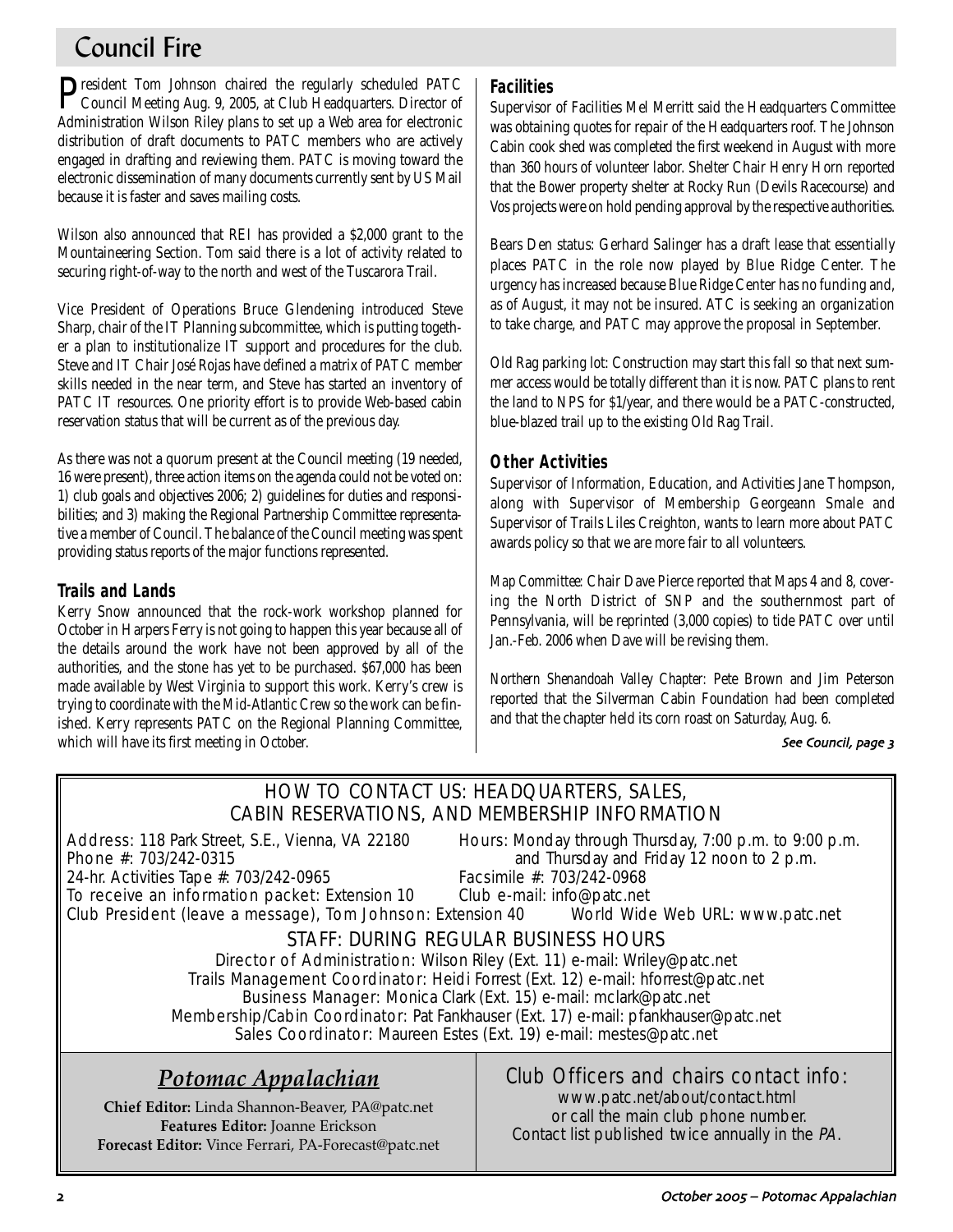# Council Fire

President Tom Johnson chaired the regularly scheduled PATC Council Meeting Aug. 9, 2005, at Club Headquarters. Director of Administration Wilson Riley plans to set up a Web area for electronic distribution of draft documents to PATC members who are actively engaged in drafting and reviewing them. PATC is moving toward the electronic dissemination of many documents currently sent by US Mail because it is faster and saves mailing costs.

Wilson also announced that REI has provided a $2,000 grant to the Mountaineering Section. Tom said there is a lot of activity related to securing right-of-way to the north and west of the Tuscarora Trail.

Vice President of Operations Bruce Glendening introduced Steve Sharp, chair of the IT Planning subcommittee, which is putting together a plan to institutionalize IT support and procedures for the club. Steve and IT Chair José Rojas have defined a matrix of PATC member skills needed in the near term, and Steve has started an inventory of PATC IT resources. One priority effort is to provide Web-based cabin reservation status that will be current as of the previous day.

As there was not a quorum present at the Council meeting (19 needed, 16 were present), three action items on the agenda could not be voted on: 1) club goals and objectives 2006; 2) guidelines for duties and responsibilities; and 3) making the Regional Partnership Committee representative a member of Council. The balance of the Council meeting was spent providing status reports of the major functions represented.

### Trails and Lands

Kerry Snow announced that the rock-work workshop planned for October in Harpers Ferry is not going to happen this year because all of the details around the work have not been approved by all of the authorities, and the stone has yet to be purchased. $67,000 has been made available by West Virginia to support this work. Kerry's crew is trying to coordinate with the Mid-Atlantic Crew so the work can be finished. Kerry represents PATC on the Regional Planning Committee, which will have its first meeting in October.

### Facilities

Supervisor of Facilities Mel Merritt said the Headquarters Committee was obtaining quotes for repair of the Headquarters roof. The Johnson Cabin cook shed was completed the first weekend in August with more than 360 hours of volunteer labor. Shelter Chair Henry Horn reported that the Bower property shelter at Rocky Run (Devils Racecourse) and Vos projects were on hold pending approval by the respective authorities.

Bears Den status: Gerhard Salinger has a draft lease that essentially places PATC in the role now played by Blue Ridge Center. The urgency has increased because Blue Ridge Center has no funding and, as of August, it may not be insured. ATC is seeking an organization to take charge, and PATC may approve the proposal in September.

Old Rag parking lot: Construction may start this fall so that next summer access would be totally different than it is now. PATC plans to rent the land to NPS for $1/year, and there would be a PATC-constructed, blue-blazed trail up to the existing Old Rag Trail.

### Other Activities

Supervisor of Information, Education, and Activities Jane Thompson, along with Supervisor of Membership Georgeann Smale and Supervisor of Trails Liles Creighton, wants to learn more about PATC awards policy so that we are more fair to all volunteers.

*Map Committee:* Chair Dave Pierce reported that Maps 4 and 8, covering the North District of SNP and the southernmost part of Pennsylvania, will be reprinted (3,000 copies) to tide PATC over until Jan.-Feb. 2006 when Dave will be revising them.

*Northern Shenandoah Valley Chapter:* Pete Brown and Jim Peterson reported that the Silverman Cabin Foundation had been completed and that the chapter held its corn roast on Saturday, Aug. 6.

*See Council, page 3*

---

## HOW TO CONTACT US: HEADQUARTERS, SALES, CABIN RESERVATIONS, AND MEMBERSHIP INFORMATION

Address: 118 Park Street, S.E., Vienna, VA 22180
Phone #: 703/242-0315
24-hr. Activities Tape #: 703/242-0965
To receive an information packet: Extension 10
Club President (leave a message), Tom Johnson: Extension 40

Hours: Monday through Thursday, 7:00 p.m. to 9:00 p.m. and Thursday and Friday 12 noon to 2 p.m.
Facsimile #: 703/242-0968
Club e-mail: info@patc.net
World Wide Web URL: www.patc.net

### STAFF: DURING REGULAR BUSINESS HOURS

Director of Administration: Wilson Riley (Ext. 11) e-mail: Wriley@patc.net
Trails Management Coordinator: Heidi Forrest (Ext. 12) e-mail: hforrest@patc.net
Business Manager: Monica Clark (Ext. 15) e-mail: mclark@patc.net
Membership/Cabin Coordinator: Pat Fankhauser (Ext. 17) e-mail: pfankhauser@patc.net
Sales Coordinator: Maureen Estes (Ext. 19) e-mail: mestes@patc.net

## *Potomac Appalachian*

**Chief Editor:** Linda Shannon-Beaver, PA@patc.net
**Features Editor:** Joanne Erickson
**Forecast Editor:** Vince Ferrari, PA-Forecast@patc.net

Club Officers and chairs contact info:
www.patc.net/about/contact.html
or call the main club phone number.
Contact list published twice annually in the *PA*.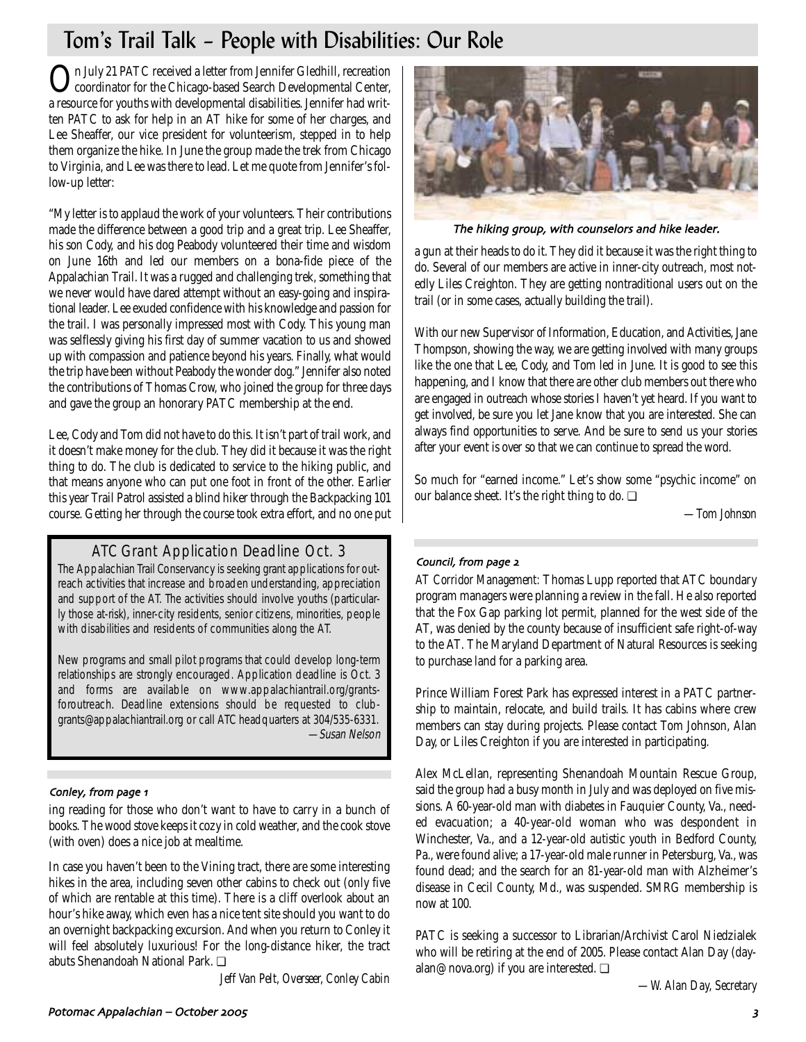# Tom's Trail Talk – People with Disabilities: Our Role

On July 21 PATC received a letter from Jennifer Gledhill, recreation coordinator for the Chicago-based Search Developmental Center, a resource for youths with developmental disabilities. Jennifer had written PATC to ask for help in an AT hike for some of her charges, and Lee Sheaffer, our vice president for volunteerism, stepped in to help them organize the hike. In June the group made the trek from Chicago to Virginia, and Lee was there to lead. Let me quote from Jennifer's follow-up letter:

"My letter is to applaud the work of your volunteers. Their contributions made the difference between a good trip and a great trip. Lee Sheaffer, his son Cody, and his dog Peabody volunteered their time and wisdom on June 16th and led our members on a bona-fide piece of the Appalachian Trail. It was a rugged and challenging trek, something that we never would have dared attempt without an easy-going and inspirational leader. Lee exuded confidence with his knowledge and passion for the trail. I was personally impressed most with Cody. This young man was selflessly giving his first day of summer vacation to us and showed up with compassion and patience beyond his years. Finally, what would the trip have been without Peabody the wonder dog." Jennifer also noted the contributions of Thomas Crow, who joined the group for three days and gave the group an honorary PATC membership at the end.

Lee, Cody and Tom did not have to do this. It isn't part of trail work, and it doesn't make money for the club. They did it because it was the right thing to do. The club is dedicated to service to the hiking public, and that means anyone who can put one foot in front of the other. Earlier this year Trail Patrol assisted a blind hiker through the Backpacking 101 course. Getting her through the course took extra effort, and no one put a gun at their heads to do it. They did it because it was the right thing to do. Several of our members are active in inner-city outreach, most notedly Liles Creighton. They are getting nontraditional users out on the trail (or in some cases, actually building the trail).

*The hiking group, with counselors and hike leader.*

With our new Supervisor of Information, Education, and Activities, Jane Thompson, showing the way, we are getting involved with many groups like the one that Lee, Cody, and Tom led in June. It is good to see this happening, and I know that there are other club members out there who are engaged in outreach whose stories I haven't yet heard. If you want to get involved, be sure you let Jane know that you are interested. She can always find opportunities to serve. And be sure to send us your stories after your event is over so that we can continue to spread the word.

So much for "earned income." Let's show some "psychic income" on our balance sheet. It's the right thing to do. ❑

*—Tom Johnson*

## ATC Grant Application Deadline Oct. 3

The Appalachian Trail Conservancy is seeking grant applications for outreach activities that increase and broaden understanding, appreciation and support of the AT. The activities should involve youths (particularly those at-risk), inner-city residents, senior citizens, minorities, people with disabilities and residents of communities along the AT.

New programs and small pilot programs that could develop long-term relationships are strongly encouraged. Application deadline is Oct. 3 and forms are available on www.appalachiantrail.org/grantsforoutreach. Deadline extensions should be requested to clubgrants@appalachiantrail.org or call ATC headquarters at 304/535-6331.

*—Susan Nelson*

### Conley, from page 1

ing reading for those who don't want to have to carry in a bunch of books. The wood stove keeps it cozy in cold weather, and the cook stove (with oven) does a nice job at mealtime.

In case you haven't been to the Vining tract, there are some interesting hikes in the area, including seven other cabins to check out (only five of which are rentable at this time). There is a cliff overlook about an hour's hike away, which even has a nice tent site should you want to do an overnight backpacking excursion. And when you return to Conley it will feel absolutely luxurious! For the long-distance hiker, the tract abuts Shenandoah National Park. ❑

*Jeff Van Pelt, Overseer, Conley Cabin*

### Council, from page 2

*AT Corridor Management:* Thomas Lupp reported that ATC boundary program managers were planning a review in the fall. He also reported that the Fox Gap parking lot permit, planned for the west side of the AT, was denied by the county because of insufficient safe right-of-way to the AT. The Maryland Department of Natural Resources is seeking to purchase land for a parking area.

Prince William Forest Park has expressed interest in a PATC partnership to maintain, relocate, and build trails. It has cabins where crew members can stay during projects. Please contact Tom Johnson, Alan Day, or Liles Creighton if you are interested in participating.

Alex McLellan, representing Shenandoah Mountain Rescue Group, said the group had a busy month in July and was deployed on five missions. A 60-year-old man with diabetes in Fauquier County, Va., needed evacuation; a 40-year-old woman who was despondent in Winchester, Va., and a 12-year-old autistic youth in Bedford County, Pa., were found alive; a 17-year-old male runner in Petersburg, Va., was found dead; and the search for an 81-year-old man with Alzheimer's disease in Cecil County, Md., was suspended. SMRG membership is now at 100.

PATC is seeking a successor to Librarian/Archivist Carol Niedzialek who will be retiring at the end of 2005. Please contact Alan Day (dayalan@nova.org) if you are interested. ❑

*—W. Alan Day, Secretary*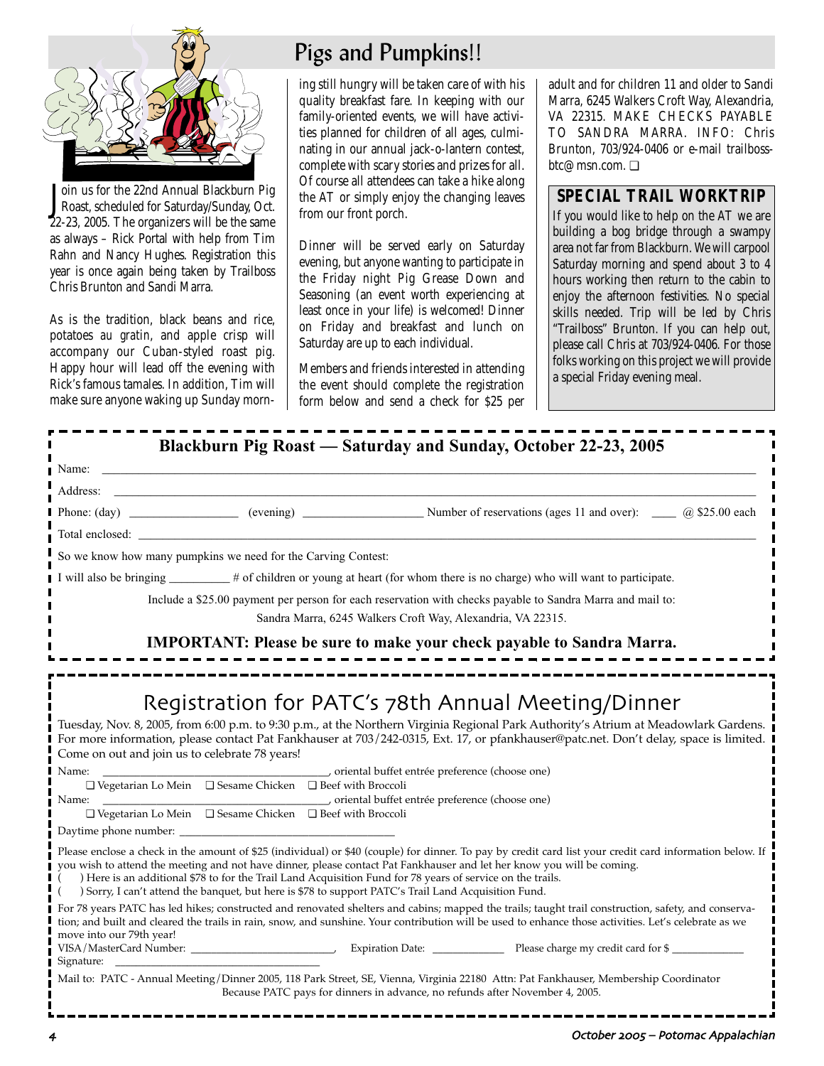# Pigs and Pumpkins!!

Join us for the 22nd Annual Blackburn Pig Roast, scheduled for Saturday/Sunday, Oct. 22-23, 2005. The organizers will be the same as always – Rick Portal with help from Tim Rahn and Nancy Hughes. Registration this year is once again being taken by Trailboss Chris Brunton and Sandi Marra.

As is the tradition, black beans and rice, potatoes au gratin, and apple crisp will accompany our Cuban-styled roast pig. Happy hour will lead off the evening with Rick's famous tamales. In addition, Tim will make sure anyone waking up Sunday morning still hungry will be taken care of with his quality breakfast fare. In keeping with our family-oriented events, we will have activities planned for children of all ages, culminating in our annual jack-o-lantern contest, complete with scary stories and prizes for all. Of course all attendees can take a hike along the AT or simply enjoy the changing leaves from our front porch.

Dinner will be served early on Saturday evening, but anyone wanting to participate in the Friday night Pig Grease Down and Seasoning (an event worth experiencing at least once in your life) is welcomed! Dinner on Friday and breakfast and lunch on Saturday are up to each individual.

Members and friends interested in attending the event should complete the registration form below and send a check for $25 per adult and for children 11 and older to Sandi Marra, 6245 Walkers Croft Way, Alexandria, VA 22315. MAKE CHECKS PAYABLE TO SANDRA MARRA. INFO: Chris Brunton, 703/924-0406 or e-mail trailboss-btc@msn.com. ❑

## SPECIAL TRAIL WORKTRIP

If you would like to help on the AT we are building a bog bridge through a swampy area not far from Blackburn. We will carpool Saturday morning and spend about 3 to 4 hours working then return to the cabin to enjoy the afternoon festivities. No special skills needed. Trip will be led by Chris "Trailboss" Brunton. If you can help out, please call Chris at 703/924-0406. For those folks working on this project we will provide a special Friday evening meal.

---

## Blackburn Pig Roast — Saturday and Sunday, October 22-23, 2005

Name: ____________________

Address: ____________________

Phone: (day) ____________ (evening) ____________ Number of reservations (ages 11 and over): ____ @ $25.00 each

Total enclosed: ____________________

So we know how many pumpkins we need for the Carving Contest:

I will also be bringing ________ # of children or young at heart (for whom there is no charge) who will want to participate.

Include a $25.00 payment per person for each reservation with checks payable to Sandra Marra and mail to:
Sandra Marra, 6245 Walkers Croft Way, Alexandria, VA 22315.

**IMPORTANT: Please be sure to make your check payable to Sandra Marra.**

---

## Registration for PATC's 78th Annual Meeting/Dinner

Tuesday, Nov. 8, 2005, from 6:00 p.m. to 9:30 p.m., at the Northern Virginia Regional Park Authority's Atrium at Meadowlark Gardens. For more information, please contact Pat Fankhauser at 703/242-0315, Ext. 17, or pfankhauser@patc.net. Don't delay, space is limited. Come on out and join us to celebrate 78 years!

Name: ____________________, oriental buffet entrée preference (choose one)
❑ Vegetarian Lo Mein ❑ Sesame Chicken ❑ Beef with Broccoli

Name: ____________________, oriental buffet entrée preference (choose one)
❑ Vegetarian Lo Mein ❑ Sesame Chicken ❑ Beef with Broccoli

Daytime phone number: ____________________

Please enclose a check in the amount of $25 (individual) or $40 (couple) for dinner. To pay by credit card list your credit card information below. If you wish to attend the meeting and not have dinner, please contact Pat Fankhauser and let her know you will be coming.

( ) Here is an additional $78 to for the Trail Land Acquisition Fund for 78 years of service on the trails.

( ) Sorry, I can't attend the banquet, but here is $78 to support PATC's Trail Land Acquisition Fund.

For 78 years PATC has led hikes; constructed and renovated shelters and cabins; mapped the trails; taught trail construction, safety, and conservation; and built and cleared the trails in rain, snow, and sunshine. Your contribution will be used to enhance those activities. Let's celebrate as we move into our 79th year!

VISA/MasterCard Number: ____________________, Expiration Date: __________ Please charge my credit card for $ __________

Signature: ____________________

Mail to: PATC - Annual Meeting/Dinner 2005, 118 Park Street, SE, Vienna, Virginia 22180 Attn: Pat Fankhauser, Membership Coordinator
Because PATC pays for dinners in advance, no refunds after November 4, 2005.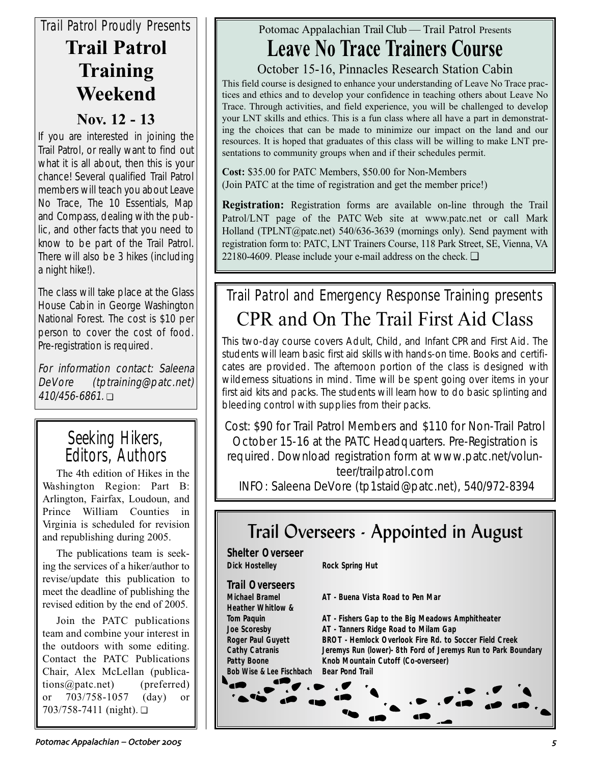Trail Patrol Proudly Presents

# Trail Patrol Training Weekend

## Nov. 12 - 13

If you are interested in joining the Trail Patrol, or really want to find out what it is all about, then this is your chance! Several qualified Trail Patrol members will teach you about Leave No Trace, The 10 Essentials, Map and Compass, dealing with the public, and other facts that you need to know to be part of the Trail Patrol. There will also be 3 hikes (including a night hike!).

The class will take place at the Glass House Cabin in George Washington National Forest. The cost is $10 per person to cover the cost of food. Pre-registration is required.

*For information contact: Saleena DeVore (tptraining@patc.net) 410/456-6861.* ❑

# Seeking Hikers, Editors, Authors

The 4th edition of Hikes in the Washington Region: Part B: Arlington, Fairfax, Loudoun, and Prince William Counties in Virginia is scheduled for revision and republishing during 2005.

The publications team is seeking the services of a hiker/author to revise/update this publication to meet the deadline of publishing the revised edition by the end of 2005.

Join the PATC publications team and combine your interest in the outdoors with some editing. Contact the PATC Publications Chair, Alex McLellan (publications@patc.net) (preferred) or 703/758-1057 (day) or 703/758-7411 (night). ❑

Potomac Appalachian Trail Club — Trail Patrol Presents

# Leave No Trace Trainers Course

October 15-16, Pinnacles Research Station Cabin

This field course is designed to enhance your understanding of Leave No Trace practices and ethics and to develop your confidence in teaching others about Leave No Trace. Through activities, and field experience, you will be challenged to develop your LNT skills and ethics. This is a fun class where all have a part in demonstrating the choices that can be made to minimize our impact on the land and our resources. It is hoped that graduates of this class will be willing to make LNT presentations to community groups when and if their schedules permit.

**Cost:** $35.00 for PATC Members, $50.00 for Non-Members
(Join PATC at the time of registration and get the member price!)

**Registration:** Registration forms are available on-line through the Trail Patrol/LNT page of the PATC Web site at www.patc.net or call Mark Holland (TPLNT@patc.net) 540/636-3639 (mornings only). Send payment with registration form to: PATC, LNT Trainers Course, 118 Park Street, SE, Vienna, VA 22180-4609. Please include your e-mail address on the check. ❑

Trail Patrol and Emergency Response Training presents

# CPR and On The Trail First Aid Class

This two-day course covers Adult, Child, and Infant CPR and First Aid. The students will learn basic first aid skills with hands-on time. Books and certificates are provided. The afternoon portion of the class is designed with wilderness situations in mind. Time will be spent going over items in your first aid kits and packs. The students will learn how to do basic splinting and bleeding control with supplies from their packs.

Cost: $90 for Trail Patrol Members and $110 for Non-Trail Patrol
October 15-16 at the PATC Headquarters. Pre-Registration is required. Download registration form at www.patc.net/volunteer/trailpatrol.com
INFO: Saleena DeVore (tp1staid@patc.net), 540/972-8394

# Trail Overseers - Appointed in August

**Shelter Overseer**

| | |
|---|---|
| **Dick Hostelley** | **Rock Spring Hut** |

**Trail Overseers**

| | |
|---|---|
| **Michael Bramel** | **AT - Buena Vista Road to Pen Mar** |
| **Heather Whitlow & Tom Paquin** | **AT - Fishers Gap to the Big Meadows Amphitheater** |
| **Joe Scoresby** | **AT - Tanners Ridge Road to Milam Gap** |
| **Roger Paul Guyett** | **BROT - Hemlock Overlook Fire Rd. to Soccer Field Creek** |
| **Cathy Catranis** | **Jeremys Run (lower)- 8th Ford of Jeremys Run to Park Boundary** |
| **Patty Boone** | **Knob Mountain Cutoff (Co-overseer)** |
| **Bob Wise & Lee Fischbach** | **Bear Pond Trail** |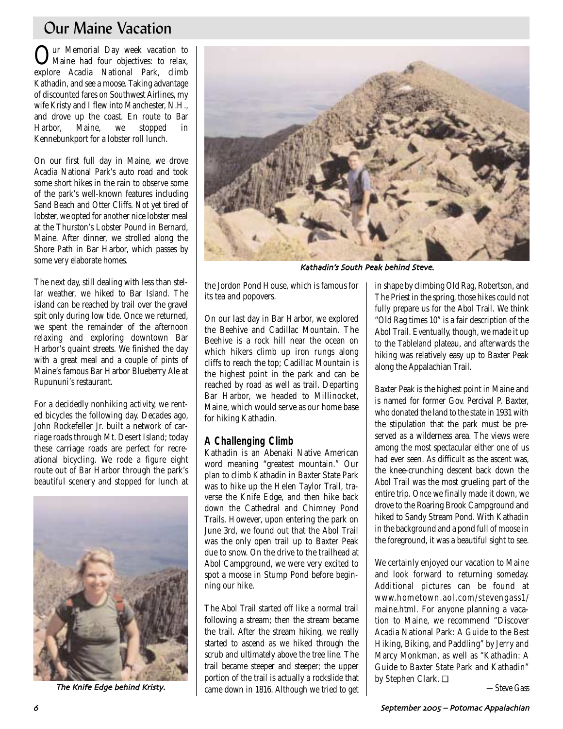# Our Maine Vacation

Our Memorial Day week vacation to Maine had four objectives: to relax, explore Acadia National Park, climb Kathadin, and see a moose. Taking advantage of discounted fares on Southwest Airlines, my wife Kristy and I flew into Manchester, N.H., and drove up the coast. En route to Bar Harbor, Maine, we stopped in Kennebunkport for a lobster roll lunch.

On our first full day in Maine, we drove Acadia National Park's auto road and took some short hikes in the rain to observe some of the park's well-known features including Sand Beach and Otter Cliffs. Not yet tired of lobster, we opted for another nice lobster meal at the Thurston's Lobster Pound in Bernard, Maine. After dinner, we strolled along the Shore Path in Bar Harbor, which passes by some very elaborate homes.

The next day, still dealing with less than stellar weather, we hiked to Bar Island. The island can be reached by trail over the gravel spit only during low tide. Once we returned, we spent the remainder of the afternoon relaxing and exploring downtown Bar Harbor's quaint streets. We finished the day with a great meal and a couple of pints of Maine's famous Bar Harbor Blueberry Ale at Rupununi's restaurant.

For a decidedly nonhiking activity, we rented bicycles the following day. Decades ago, John Rockefeller Jr. built a network of carriage roads through Mt. Desert Island; today these carriage roads are perfect for recreational bicycling. We rode a figure eight route out of Bar Harbor through the park's beautiful scenery and stopped for lunch at the Jordon Pond House, which is famous for its tea and popovers.

*The Knife Edge behind Kristy.*

*Kathadin's South Peak behind Steve.*

On our last day in Bar Harbor, we explored the Beehive and Cadillac Mountain. The Beehive is a rock hill near the ocean on which hikers climb up iron rungs along cliffs to reach the top; Cadillac Mountain is the highest point in the park and can be reached by road as well as trail. Departing Bar Harbor, we headed to Millinocket, Maine, which would serve as our home base for hiking Kathadin.

## A Challenging Climb

Kathadin is an Abenaki Native American word meaning "greatest mountain." Our plan to climb Kathadin in Baxter State Park was to hike up the Helen Taylor Trail, traverse the Knife Edge, and then hike back down the Cathedral and Chimney Pond Trails. However, upon entering the park on June 3rd, we found out that the Abol Trail was the only open trail up to Baxter Peak due to snow. On the drive to the trailhead at Abol Campground, we were very excited to spot a moose in Stump Pond before beginning our hike.

The Abol Trail started off like a normal trail following a stream; then the stream became the trail. After the stream hiking, we really started to ascend as we hiked through the scrub and ultimately above the tree line. The trail became steeper and steeper; the upper portion of the trail is actually a rockslide that came down in 1816. Although we tried to get in shape by climbing Old Rag, Robertson, and The Priest in the spring, those hikes could not fully prepare us for the Abol Trail. We think "Old Rag times 10" is a fair description of the Abol Trail. Eventually, though, we made it up to the Tableland plateau, and afterwards the hiking was relatively easy up to Baxter Peak along the Appalachian Trail.

Baxter Peak is the highest point in Maine and is named for former Gov. Percival P. Baxter, who donated the land to the state in 1931 with the stipulation that the park must be preserved as a wilderness area. The views were among the most spectacular either one of us had ever seen. As difficult as the ascent was, the knee-crunching descent back down the Abol Trail was the most grueling part of the entire trip. Once we finally made it down, we drove to the Roaring Brook Campground and hiked to Sandy Stream Pond. With Kathadin in the background and a pond full of moose in the foreground, it was a beautiful sight to see.

We certainly enjoyed our vacation to Maine and look forward to returning someday. Additional pictures can be found at www.hometown.aol.com/stevengass1/maine.html. For anyone planning a vacation to Maine, we recommend "Discover Acadia National Park: A Guide to the Best Hiking, Biking, and Paddling" by Jerry and Marcy Monkman, as well as "Kathadin: A Guide to Baxter State Park and Kathadin" by Stephen Clark. ❑

*—Steve Gass*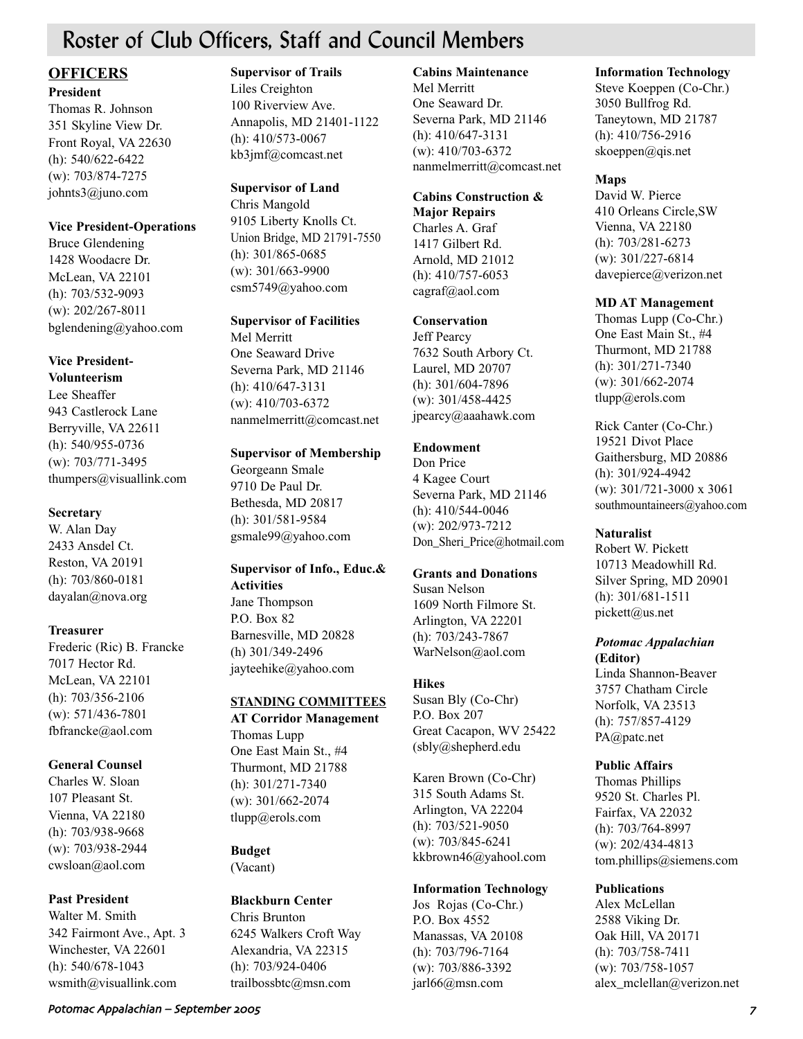# Roster of Club Officers, Staff and Council Members

## OFFICERS

**President**
Thomas R. Johnson
351 Skyline View Dr.
Front Royal, VA 22630
(h): 540/622-6422
(w): 703/874-7275
johnts3@juno.com

**Vice President-Operations**
Bruce Glendening
1428 Woodacre Dr.
McLean, VA 22101
(h): 703/532-9093
(w): 202/267-8011
bglendening@yahoo.com

**Vice President-Volunteerism**
Lee Sheaffer
943 Castlerock Lane
Berryville, VA 22611
(h): 540/955-0736
(w): 703/771-3495
thumpers@visuallink.com

**Secretary**
W. Alan Day
2433 Ansdel Ct.
Reston, VA 20191
(h): 703/860-0181
dayalan@nova.org

**Treasurer**
Frederic (Ric) B. Francke
7017 Hector Rd.
McLean, VA 22101
(h): 703/356-2106
(w): 571/436-7801
fbfrancke@aol.com

**General Counsel**
Charles W. Sloan
107 Pleasant St.
Vienna, VA 22180
(h): 703/938-9668
(w): 703/938-2944
cwsloan@aol.com

**Past President**
Walter M. Smith
342 Fairmont Ave., Apt. 3
Winchester, VA 22601
(h): 540/678-1043
wsmith@visuallink.com

**Supervisor of Trails**
Liles Creighton
100 Riverview Ave.
Annapolis, MD 21401-1122
(h): 410/573-0067
kb3jmf@comcast.net

**Supervisor of Land**
Chris Mangold
9105 Liberty Knolls Ct.
Union Bridge, MD 21791-7550
(h): 301/865-0685
(w): 301/663-9900
csm5749@yahoo.com

**Supervisor of Facilities**
Mel Merritt
One Seaward Drive
Severna Park, MD 21146
(h): 410/647-3131
(w): 410/703-6372
nanmelmerritt@comcast.net

**Supervisor of Membership**
Georgeann Smale
9710 De Paul Dr.
Bethesda, MD 20817
(h): 301/581-9584
gsmale99@yahoo.com

**Supervisor of Info., Educ.& Activities**
Jane Thompson
P.O. Box 82
Barnesville, MD 20828
(h) 301/349-2496
jayteehike@yahoo.com

## STANDING COMMITTEES

**AT Corridor Management**
Thomas Lupp
One East Main St., #4
Thurmont, MD 21788
(h): 301/271-7340
(w): 301/662-2074
tlupp@erols.com

**Budget**
(Vacant)

**Blackburn Center**
Chris Brunton
6245 Walkers Croft Way
Alexandria, VA 22315
(h): 703/924-0406
trailbossbtc@msn.com

**Cabins Maintenance**
Mel Merritt
One Seaward Dr.
Severna Park, MD 21146
(h): 410/647-3131
(w): 410/703-6372
nanmelmerritt@comcast.net

**Cabins Construction & Major Repairs**
Charles A. Graf
1417 Gilbert Rd.
Arnold, MD 21012
(h): 410/757-6053
cagraf@aol.com

**Conservation**
Jeff Pearcy
7632 South Arbory Ct.
Laurel, MD 20707
(h): 301/604-7896
(w): 301/458-4425
jpearcy@aaahawk.com

**Endowment**
Don Price
4 Kagee Court
Severna Park, MD 21146
(h): 410/544-0046
(w): 202/973-7212
Don_Sheri_Price@hotmail.com

**Grants and Donations**
Susan Nelson
1609 North Filmore St.
Arlington, VA 22201
(h): 703/243-7867
WarNelson@aol.com

**Hikes**
Susan Bly (Co-Chr)
P.O. Box 207
Great Cacapon, WV 25422
(sbly@shepherd.edu

Karen Brown (Co-Chr)
315 South Adams St.
Arlington, VA 22204
(h): 703/521-9050
(w): 703/845-6241
kkbrown46@yahool.com

**Information Technology**
Jos Rojas (Co-Chr.)
P.O. Box 4552
Manassas, VA 20108
(h): 703/796-7164
(w): 703/886-3392
jarl66@msn.com

**Information Technology**
Steve Koeppen (Co-Chr.)
3050 Bullfrog Rd.
Taneytown, MD 21787
(h): 410/756-2916
skoeppen@qis.net

**Maps**
David W. Pierce
410 Orleans Circle,SW
Vienna, VA 22180
(h): 703/281-6273
(w): 301/227-6814
davepierce@verizon.net

**MD AT Management**
Thomas Lupp (Co-Chr.)
One East Main St., #4
Thurmont, MD 21788
(h): 301/271-7340
(w): 301/662-2074
tlupp@erols.com

Rick Canter (Co-Chr.)
19521 Divot Place
Gaithersburg, MD 20886
(h): 301/924-4942
(w): 301/721-3000 x 3061
southmountaineers@yahoo.com

**Naturalist**
Robert W. Pickett
10713 Meadowhill Rd.
Silver Spring, MD 20901
(h): 301/681-1511
pickett@us.net

***Potomac Appalachian* (Editor)**
Linda Shannon-Beaver
3757 Chatham Circle
Norfolk, VA 23513
(h): 757/857-4129
PA@patc.net

**Public Affairs**
Thomas Phillips
9520 St. Charles Pl.
Fairfax, VA 22032
(h): 703/764-8997
(w): 202/434-4813
tom.phillips@siemens.com

**Publications**
Alex McLellan
2588 Viking Dr.
Oak Hill, VA 20171
(h): 703/758-7411
(w): 703/758-1057
alex_mclellan@verizon.net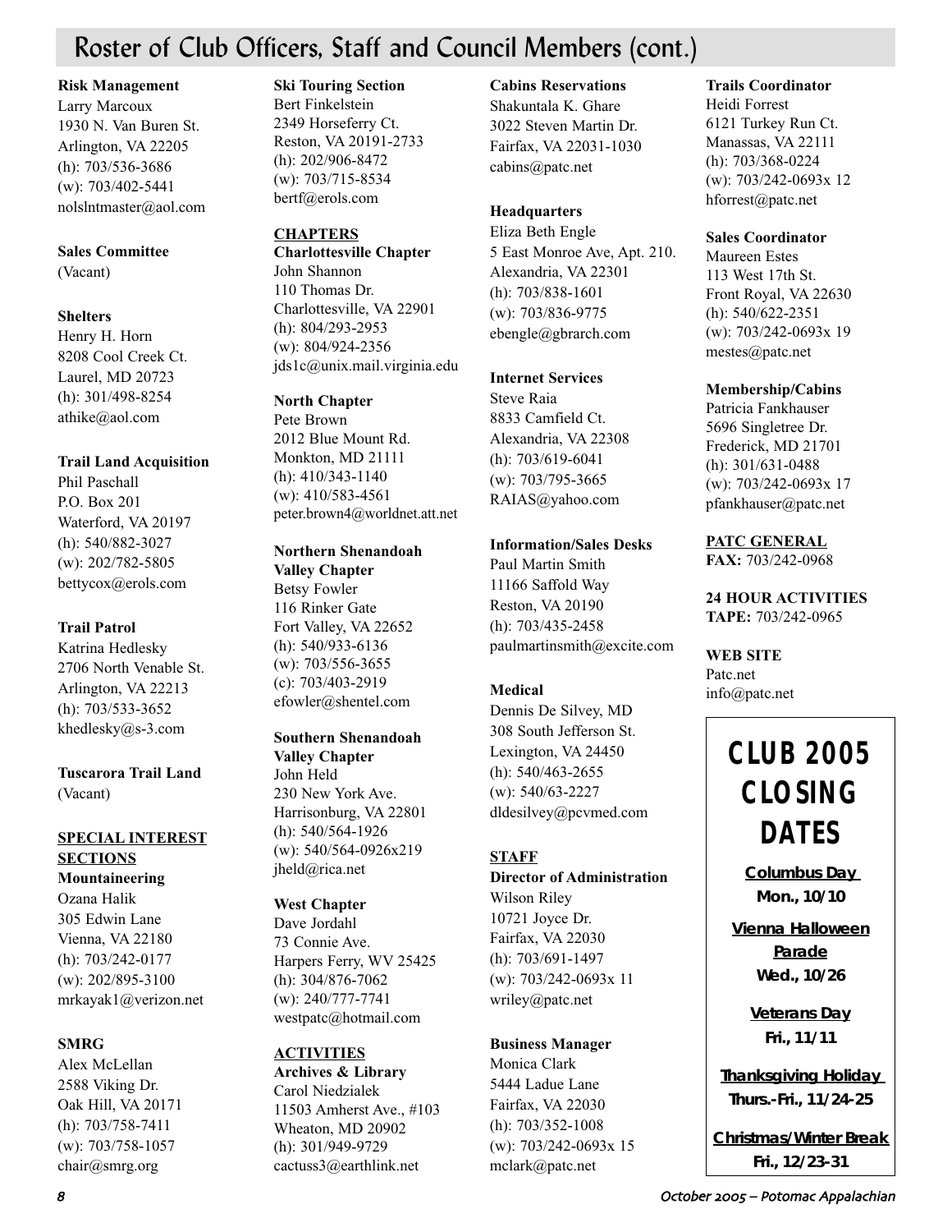# Roster of Club Officers, Staff and Council Members (cont.)

**Risk Management**
Larry Marcoux
1930 N. Van Buren St.
Arlington, VA 22205
(h): 703/536-3686
(w): 703/402-5441
nolslntmaster@aol.com

**Sales Committee**
(Vacant)

**Shelters**
Henry H. Horn
8208 Cool Creek Ct.
Laurel, MD 20723
(h): 301/498-8254
athike@aol.com

**Trail Land Acquisition**
Phil Paschall
P.O. Box 201
Waterford, VA 20197
(h): 540/882-3027
(w): 202/782-5805
bettycox@erols.com

**Trail Patrol**
Katrina Hedlesky
2706 North Venable St.
Arlington, VA 22213
(h): 703/533-3652
khedlesky@s-3.com

**Tuscarora Trail Land**
(Vacant)

## SPECIAL INTEREST SECTIONS

**Mountaineering**
Ozana Halik
305 Edwin Lane
Vienna, VA 22180
(h): 703/242-0177
(w): 202/895-3100
mrkayak1@verizon.net

**SMRG**
Alex McLellan
2588 Viking Dr.
Oak Hill, VA 20171
(h): 703/758-7411
(w): 703/758-1057
chair@smrg.org

**Ski Touring Section**
Bert Finkelstein
2349 Horseferry Ct.
Reston, VA 20191-2733
(h): 202/906-8472
(w): 703/715-8534
bertf@erols.com

## CHAPTERS

**Charlottesville Chapter**
John Shannon
110 Thomas Dr.
Charlottesville, VA 22901
(h): 804/293-2953
(w): 804/924-2356
jds1c@unix.mail.virginia.edu

**North Chapter**
Pete Brown
2012 Blue Mount Rd.
Monkton, MD 21111
(h): 410/343-1140
(w): 410/583-4561
peter.brown4@worldnet.att.net

**Northern Shenandoah Valley Chapter**
Betsy Fowler
116 Rinker Gate
Fort Valley, VA 22652
(h): 540/933-6136
(w): 703/556-3655
(c): 703/403-2919
efowler@shentel.com

**Southern Shenandoah Valley Chapter**
John Held
230 New York Ave.
Harrisonburg, VA 22801
(h): 540/564-1926
(w): 540/564-0926x219
jheld@rica.net

**West Chapter**
Dave Jordahl
73 Connie Ave.
Harpers Ferry, WV 25425
(h): 304/876-7062
(w): 240/777-7741
westpatc@hotmail.com

## ACTIVITIES

**Archives & Library**
Carol Niedzialek
11503 Amherst Ave., #103
Wheaton, MD 20902
(h): 301/949-9729
cactuss3@earthlink.net

**Cabins Reservations**
Shakuntala K. Ghare
3022 Steven Martin Dr.
Fairfax, VA 22031-1030
cabins@patc.net

**Headquarters**
Eliza Beth Engle
5 East Monroe Ave, Apt. 210.
Alexandria, VA 22301
(h): 703/838-1601
(w): 703/836-9775
ebengle@gbrarch.com

**Internet Services**
Steve Raia
8833 Camfield Ct.
Alexandria, VA 22308
(h): 703/619-6041
(w): 703/795-3665
RAIAS@yahoo.com

**Information/Sales Desks**
Paul Martin Smith
11166 Saffold Way
Reston, VA 20190
(h): 703/435-2458
paulmartinsmith@excite.com

**Medical**
Dennis De Silvey, MD
308 South Jefferson St.
Lexington, VA 24450
(h): 540/463-2655
(w): 540/63-2227
dldesilvey@pcvmed.com

## STAFF

**Director of Administration**
Wilson Riley
10721 Joyce Dr.
Fairfax, VA 22030
(h): 703/691-1497
(w): 703/242-0693x 11
wriley@patc.net

**Business Manager**
Monica Clark
5444 Ladue Lane
Fairfax, VA 22030
(h): 703/352-1008
(w): 703/242-0693x 15
mclark@patc.net

**Trails Coordinator**
Heidi Forrest
6121 Turkey Run Ct.
Manassas, VA 22111
(h): 703/368-0224
(w): 703/242-0693x 12
hforrest@patc.net

**Sales Coordinator**
Maureen Estes
113 West 17th St.
Front Royal, VA 22630
(h): 540/622-2351
(w): 703/242-0693x 19
mestes@patc.net

**Membership/Cabins**
Patricia Fankhauser
5696 Singletree Dr.
Frederick, MD 21701
(h): 301/631-0488
(w): 703/242-0693x 17
pfankhauser@patc.net

## PATC GENERAL

**FAX:** 703/242-0968

**24 HOUR ACTIVITIES TAPE:** 703/242-0965

**WEB SITE**
Patc.net
info@patc.net

## CLUB 2005 CLOSING DATES

**Columbus Day**
**Mon., 10/10**

**Vienna Halloween Parade**
**Wed., 10/26**

**Veterans Day**
**Fri., 11/11**

**Thanksgiving Holiday**
**Thurs.-Fri., 11/24-25**

**Christmas/Winter Break**
**Fri., 12/23-31**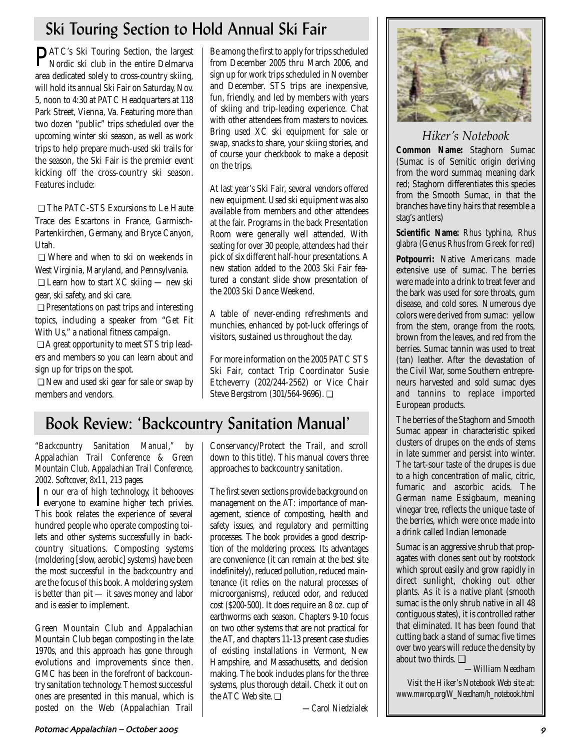## Ski Touring Section to Hold Annual Ski Fair

PATC's Ski Touring Section, the largest Nordic ski club in the entire Delmarva area dedicated solely to cross-country skiing, will hold its annual Ski Fair on Saturday, Nov. 5, noon to 4:30 at PATC Headquarters at 118 Park Street, Vienna, Va. Featuring more than two dozen "public" trips scheduled over the upcoming winter ski season, as well as work trips to help prepare much-used ski trails for the season, the Ski Fair is the premier event kicking off the cross-country ski season. Features include:

❑ The PATC-STS Excursions to Le Haute Trace des Escartons in France, Garmisch-Partenkirchen, Germany, and Bryce Canyon, Utah.

❑ Where and when to ski on weekends in West Virginia, Maryland, and Pennsylvania.

❑ Learn how to start XC skiing — new ski gear, ski safety, and ski care.

❑ Presentations on past trips and interesting topics, including a speaker from "Get Fit With Us," a national fitness campaign.

❑ A great opportunity to meet STS trip leaders and members so you can learn about and sign up for trips on the spot.

❑ New and used ski gear for sale or swap by members and vendors.

Be among the first to apply for trips scheduled from December 2005 thru March 2006, and sign up for work trips scheduled in November and December. STS trips are inexpensive, fun, friendly, and led by members with years of skiing and trip-leading experience. Chat with other attendees from masters to novices. Bring used XC ski equipment for sale or swap, snacks to share, your skiing stories, and of course your checkbook to make a deposit on the trips.

At last year's Ski Fair, several vendors offered new equipment. Used ski equipment was also available from members and other attendees at the fair. Programs in the back Presentation Room were generally well attended. With seating for over 30 people, attendees had their pick of six different half-hour presentations. A new station added to the 2003 Ski Fair featured a constant slide show presentation of the 2003 Ski Dance Weekend.

A table of never-ending refreshments and munchies, enhanced by pot-luck offerings of visitors, sustained us throughout the day.

For more information on the 2005 PATC STS Ski Fair, contact Trip Coordinator Susie Etcheverry (202/244-2562) or Vice Chair Steve Bergstrom (301/564-9696). ❑

## Book Review: 'Backcountry Sanitation Manual'

*"Backcountry Sanitation Manual," by Appalachian Trail Conference & Green Mountain Club. Appalachian Trail Conference, 2002. Softcover, 8x11, 213 pages.*

In our era of high technology, it behooves everyone to examine higher tech privies. This book relates the experience of several hundred people who operate composting toilets and other systems successfully in backcountry situations. Composting systems (moldering [slow, aerobic] systems) have been the most successful in the backcountry and are the focus of this book. A moldering system is better than pit — it saves money and labor and is easier to implement.

Green Mountain Club and Appalachian Mountain Club began composting in the late 1970s, and this approach has gone through evolutions and improvements since then. GMC has been in the forefront of backcountry sanitation technology. The most successful ones are presented in this manual, which is posted on the Web (Appalachian Trail Conservancy/Protect the Trail, and scroll down to this title). This manual covers three approaches to backcountry sanitation.

The first seven sections provide background on management on the AT: importance of management, science of composting, health and safety issues, and regulatory and permitting processes. The book provides a good description of the moldering process. Its advantages are convenience (it can remain at the best site indefinitely), reduced pollution, reduced maintenance (it relies on the natural processes of microorganisms), reduced odor, and reduced cost ($200-500). It does require an 8 oz. cup of earthworms each season. Chapters 9-10 focus on two other systems that are not practical for the AT, and chapters 11-13 present case studies of existing installations in Vermont, New Hampshire, and Massachusetts, and decision making. The book includes plans for the three systems, plus thorough detail. Check it out on the ATC Web site. ❑

*—Carol Niedzialek*

### *Hiker's Notebook*

**Common Name:** Staghorn Sumac (Sumac is of Semitic origin deriving from the word summaq meaning dark red; Staghorn differentiates this species from the Smooth Sumac, in that the branches have tiny hairs that resemble a stag's antlers)

**Scientific Name:** *Rhus typhina, Rhus glabra* (Genus *Rhus* from Greek for red)

**Potpourri:** Native Americans made extensive use of sumac. The berries were made into a drink to treat fever and the bark was used for sore throats, gum disease, and cold sores. Numerous dye colors were derived from sumac: yellow from the stem, orange from the roots, brown from the leaves, and red from the berries. Sumac tannin was used to treat (tan) leather. After the devastation of the Civil War, some Southern entrepreneurs harvested and sold sumac dyes and tannins to replace imported European products.

The berries of the Staghorn and Smooth Sumac appear in characteristic spiked clusters of drupes on the ends of stems in late summer and persist into winter. The tart-sour taste of the drupes is due to a high concentration of malic, citric, fumaric and ascorbic acids. The German name Essigbaum, meaning vinegar tree, reflects the unique taste of the berries, which were once made into a drink called Indian lemonade

Sumac is an aggressive shrub that propagates with clones sent out by rootstock which sprout easily and grow rapidly in direct sunlight, choking out other plants. As it is a native plant (smooth sumac is the only shrub native in all 48 contiguous states), it is controlled rather that eliminated. It has been found that cutting back a stand of sumac five times over two years will reduce the density by about two thirds. ❑

*—William Needham*

*Visit the Hiker's Notebook Web site at: www.mwrop.org/W_Needham/h_notebook.html*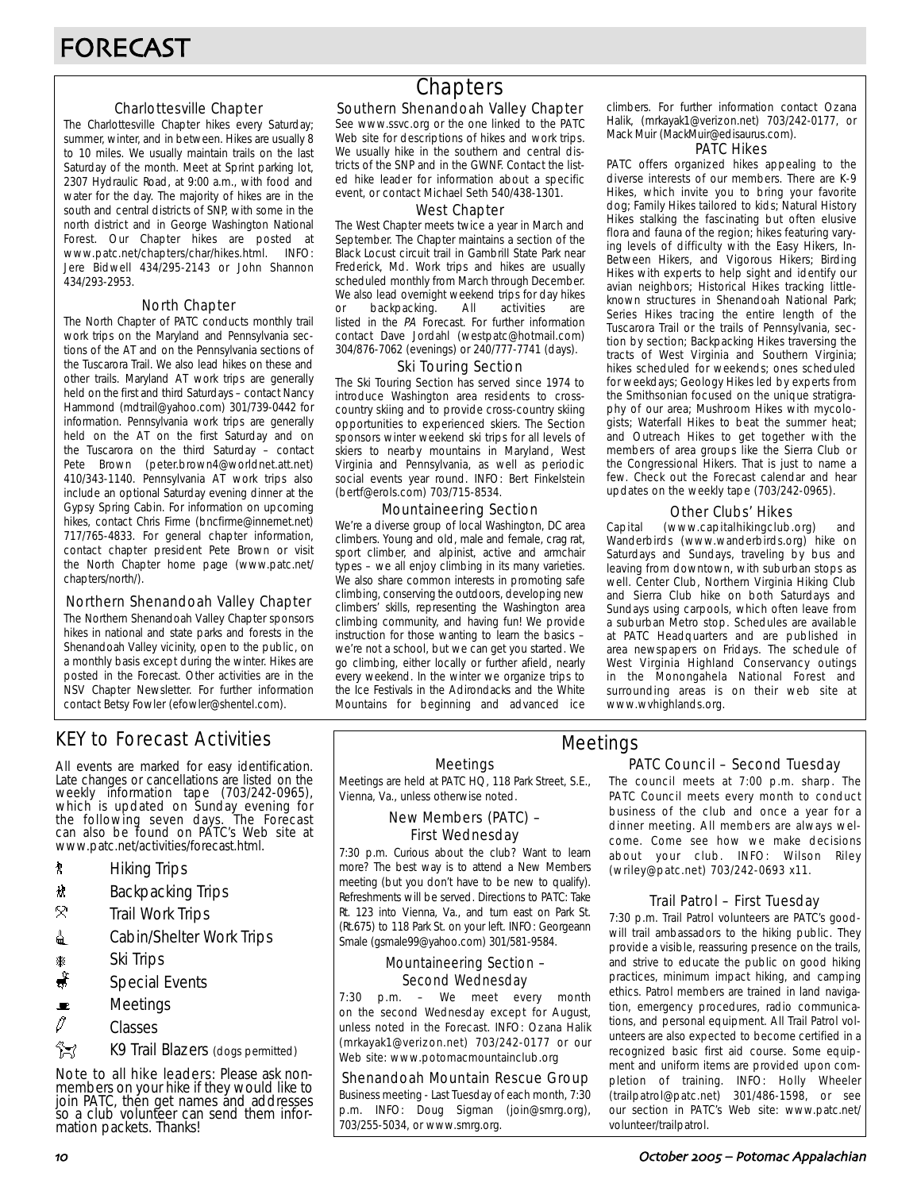# FORECAST

## Chapters

### Charlottesville Chapter

The Charlottesville Chapter hikes every Saturday; summer, winter, and in between. Hikes are usually 8 to 10 miles. We usually maintain trails on the last Saturday of the month. Meet at Sprint parking lot, 2307 Hydraulic Road, at 9:00 a.m., with food and water for the day. The majority of hikes are in the south and central districts of SNP, with some in the north district and in George Washington National Forest. Our Chapter hikes are posted at www.patc.net/chapters/char/hikes.html. INFO: Jere Bidwell 434/295-2143 or John Shannon 434/293-2953.

### North Chapter

The North Chapter of PATC conducts monthly trail work trips on the Maryland and Pennsylvania sections of the AT and on the Pennsylvania sections of the Tuscarora Trail. We also lead hikes on these and other trails. Maryland AT work trips are generally held on the first and third Saturdays – contact Nancy Hammond (mdtrail@yahoo.com) 301/739-0442 for information. Pennsylvania work trips are generally held on the AT on the first Saturday and on the Tuscarora on the third Saturday – contact Pete Brown (peter.brown4@worldnet.att.net) 410/343-1140. Pennsylvania AT work trips also include an optional Saturday evening dinner at the Gypsy Spring Cabin. For information on upcoming hikes, contact Chris Firme (bncfirme@innernet.net) 717/765-4833. For general chapter information, contact chapter president Pete Brown or visit the North Chapter home page (www.patc.net/chapters/north/).

### Northern Shenandoah Valley Chapter

The Northern Shenandoah Valley Chapter sponsors hikes in national and state parks and forests in the Shenandoah Valley vicinity, open to the public, on a monthly basis except during the winter. Hikes are posted in the Forecast. Other activities are in the NSV Chapter Newsletter. For further information contact Betsy Fowler (efowler@shentel.com).

### Southern Shenandoah Valley Chapter

See www.ssvc.org or the one linked to the PATC Web site for descriptions of hikes and work trips. We usually hike in the southern and central districts of the SNP and in the GWNF. Contact the listed hike leader for information about a specific event, or contact Michael Seth 540/438-1301.

### West Chapter

The West Chapter meets twice a year in March and September. The Chapter maintains a section of the Black Locust circuit trail in Gambrill State Park near Frederick, Md. Work trips and hikes are usually scheduled monthly from March through December. We also lead overnight weekend trips for day hikes or backpacking. All activities are listed in the *PA* Forecast. For further information contact Dave Jordahl (westpatc@hotmail.com) 304/876-7062 (evenings) or 240/777-7741 (days).

### Ski Touring Section

The Ski Touring Section has served since 1974 to introduce Washington area residents to cross-country skiing and to provide cross-country skiing opportunities to experienced skiers. The Section sponsors winter weekend ski trips for all levels of skiers to nearby mountains in Maryland, West Virginia and Pennsylvania, as well as periodic social events year round. INFO: Bert Finkelstein (bertf@erols.com) 703/715-8534.

### Mountaineering Section

We're a diverse group of local Washington, DC area climbers. Young and old, male and female, crag rat, sport climber, and alpinist, active and armchair types – we all enjoy climbing in its many varieties. We also share common interests in promoting safe climbing, conserving the outdoors, developing new climbers' skills, representing the Washington area climbing community, and having fun! We provide instruction for those wanting to learn the basics – we're not a school, but we can get you started. We go climbing, either locally or further afield, nearly every weekend. In the winter we organize trips to the Ice Festivals in the Adirondacks and the White Mountains for beginning and advanced ice climbers. For further information contact Ozana Halik, (mrkayak1@verizon.net) 703/242-0177, or Mack Muir (MackMuir@edisaurus.com).

### PATC Hikes

PATC offers organized hikes appealing to the diverse interests of our members. There are K-9 Hikes, which invite you to bring your favorite dog; Family Hikes tailored to kids; Natural History Hikes stalking the fascinating but often elusive flora and fauna of the region; hikes featuring varying levels of difficulty with the Easy Hikers, In-Between Hikers, and Vigorous Hikers; Birding Hikes with experts to help sight and identify our avian neighbors; Historical Hikes tracking little-known structures in Shenandoah National Park; Series Hikes tracing the entire length of the Tuscarora Trail or the trails of Pennsylvania, section by section; Backpacking Hikes traversing the tracts of West Virginia and Southern Virginia; hikes scheduled for weekends; ones scheduled for weekdays; Geology Hikes led by experts from the Smithsonian focused on the unique stratigraphy of our area; Mushroom Hikes with mycologists; Waterfall Hikes to beat the summer heat; and Outreach Hikes to get together with the members of area groups like the Sierra Club or the Congressional Hikers. That is just to name a few. Check out the Forecast calendar and hear updates on the weekly tape (703/242-0965).

### Other Clubs' Hikes

Capital (www.capitalhikingclub.org) and Wanderbirds (www.wanderbirds.org) hike on Saturdays and Sundays, traveling by bus and leaving from downtown, with suburban stops as well. Center Club, Northern Virginia Hiking Club and Sierra Club hike on both Saturdays and Sundays using carpools, which often leave from a suburban Metro stop. Schedules are available at PATC Headquarters and are published in area newspapers on Fridays. The schedule of West Virginia Highland Conservancy outings in the Monongahela National Forest and surrounding areas is on their web site at www.wvhighlands.org.

## KEY to Forecast Activities

All events are marked for easy identification. Late changes or cancellations are listed on the weekly information tape (703/242-0965), which is updated on Sunday evening for the following seven days. The Forecast can also be found on PATC's Web site at www.patc.net/activities/forecast.html.

- Hiking Trips
- Backpacking Trips
- Trail Work Trips
- Cabin/Shelter Work Trips
- Ski Trips
- Special Events
- Meetings
- Classes
- K9 Trail Blazers (dogs permitted)

Note to all hike leaders: Please ask non-members on your hike if they would like to join PATC, then get names and addresses so a club volunteer can send them information packets. Thanks!

## Meetings

### Meetings

Meetings are held at PATC HQ, 118 Park Street, S.E., Vienna, Va., unless otherwise noted.

### New Members (PATC) – First Wednesday

7:30 p.m. Curious about the club? Want to learn more? The best way is to attend a New Members meeting (but you don't have to be new to qualify). Refreshments will be served. Directions to PATC: Take Rt. 123 into Vienna, Va., and turn east on Park St. (Rt.675) to 118 Park St. on your left. INFO: Georgeann Smale (gsmale99@yahoo.com) 301/581-9584.

### Mountaineering Section – Second Wednesday

7:30 p.m. – We meet every month on the second Wednesday except for August, unless noted in the Forecast. INFO: Ozana Halik (mrkayak1@verizon.net) 703/242-0177 or our Web site: www.potomacmountainclub.org

### Shenandoah Mountain Rescue Group

Business meeting - Last Tuesday of each month, 7:30 p.m. INFO: Doug Sigman (join@smrg.org), 703/255-5034, or www.smrg.org.

### PATC Council – Second Tuesday

The council meets at 7:00 p.m. sharp. The PATC Council meets every month to conduct business of the club and once a year for a dinner meeting. All members are always welcome. Come see how we make decisions about your club. INFO: Wilson Riley (wriley@patc.net) 703/242-0693 x11.

### Trail Patrol – First Tuesday

7:30 p.m. Trail Patrol volunteers are PATC's goodwill trail ambassadors to the hiking public. They provide a visible, reassuring presence on the trails, and strive to educate the public on good hiking practices, minimum impact hiking, and camping ethics. Patrol members are trained in land navigation, emergency procedures, radio communications, and personal equipment. All Trail Patrol volunteers are also expected to become certified in a recognized basic first aid course. Some equipment and uniform items are provided upon completion of training. INFO: Holly Wheeler (trailpatrol@patc.net) 301/486-1598, or see our section in PATC's Web site: www.patc.net/volunteer/trailpatrol.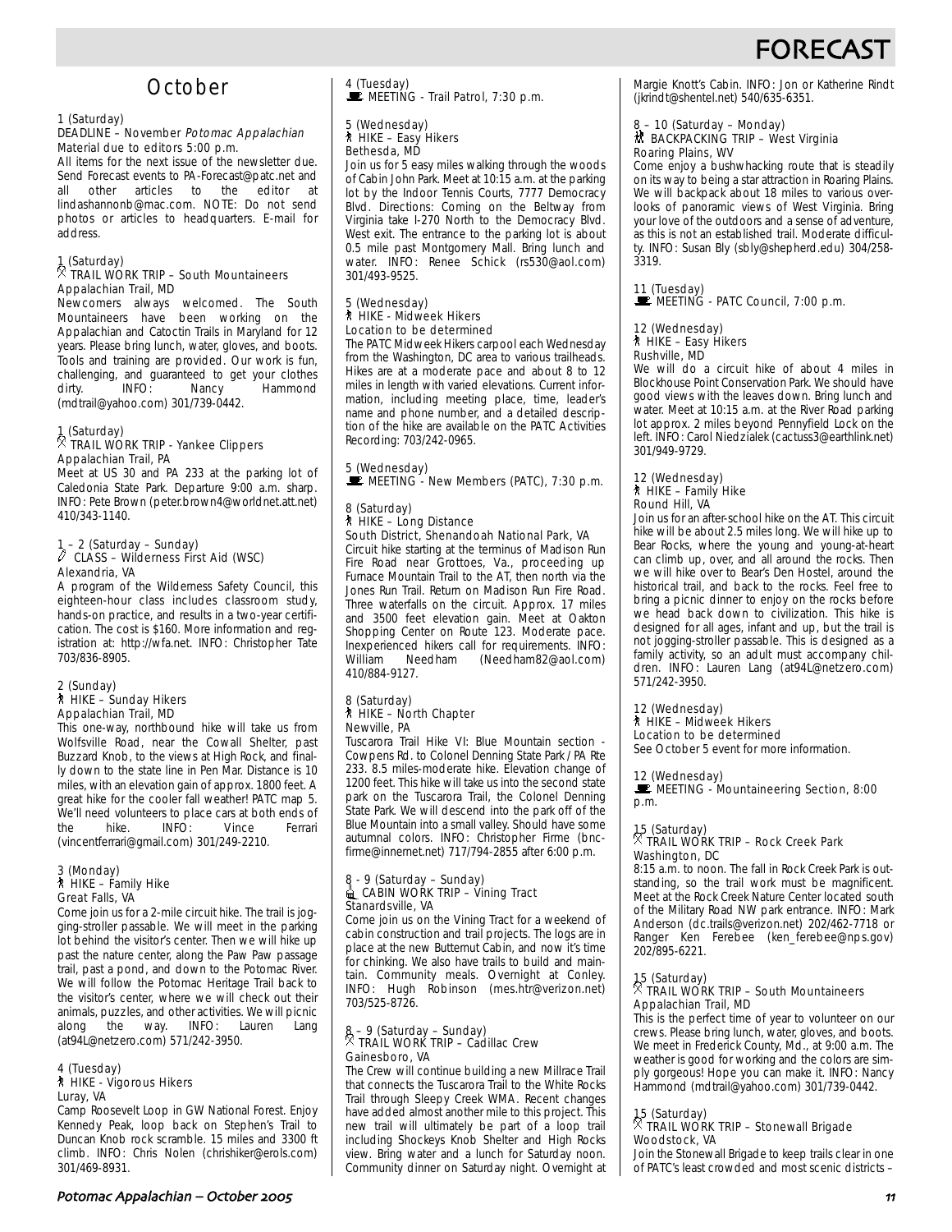# FORECAST

## October

1 (Saturday)
DEADLINE – November *Potomac Appalachian*
Material due to editors 5:00 p.m.
All items for the next issue of the newsletter due. Send Forecast events to PA-Forecast@patc.net and all other articles to the editor at lindashannonb@mac.com. NOTE: Do not send photos or articles to headquarters. E-mail for address.

1 (Saturday)
TRAIL WORK TRIP – South Mountaineers
Appalachian Trail, MD
Newcomers always welcomed. The South Mountaineers have been working on the Appalachian and Catoctin Trails in Maryland for 12 years. Please bring lunch, water, gloves, and boots. Tools and training are provided. Our work is fun, challenging, and guaranteed to get your clothes dirty. INFO: Nancy Hammond (mdtrail@yahoo.com) 301/739-0442.

1 (Saturday)
TRAIL WORK TRIP - Yankee Clippers
Appalachian Trail, PA
Meet at US 30 and PA 233 at the parking lot of Caledonia State Park. Departure 9:00 a.m. sharp. INFO: Pete Brown (peter.brown4@worldnet.att.net) 410/343-1140.

1 – 2 (Saturday – Sunday)
CLASS – Wilderness First Aid (WSC)
Alexandria, VA
A program of the Wilderness Safety Council, this eighteen-hour class includes classroom study, hands-on practice, and results in a two-year certification. The cost is $160. More information and registration at: http://wfa.net. INFO: Christopher Tate 703/836-8905.

2 (Sunday)
HIKE – Sunday Hikers
Appalachian Trail, MD
This one-way, northbound hike will take us from Wolfsville Road, near the Cowall Shelter, past Buzzard Knob, to the views at High Rock, and finally down to the state line in Pen Mar. Distance is 10 miles, with an elevation gain of approx. 1800 feet. A great hike for the cooler fall weather! PATC map 5. We'll need volunteers to place cars at both ends of the hike. INFO: Vince Ferrari (vincentferrari@gmail.com) 301/249-2210.

3 (Monday)
HIKE – Family Hike
Great Falls, VA
Come join us for a 2-mile circuit hike. The trail is jogging-stroller passable. We will meet in the parking lot behind the visitor's center. Then we will hike up past the nature center, along the Paw Paw passage trail, past a pond, and down to the Potomac River. We will follow the Potomac Heritage Trail back to the visitor's center, where we will check out their animals, puzzles, and other activities. We will picnic along the way. INFO: Lauren Lang (at94L@netzero.com) 571/242-3950.

4 (Tuesday)
HIKE - Vigorous Hikers
Luray, VA
Camp Roosevelt Loop in GW National Forest. Enjoy Kennedy Peak, loop back on Stephen's Trail to Duncan Knob rock scramble. 15 miles and 3300 ft climb. INFO: Chris Nolen (chrishiker@erols.com) 301/469-8931.

4 (Tuesday)
MEETING - Trail Patrol, 7:30 p.m.

5 (Wednesday)
HIKE – Easy Hikers
Bethesda, MD
Join us for 5 easy miles walking through the woods of Cabin John Park. Meet at 10:15 a.m. at the parking lot by the Indoor Tennis Courts, 7777 Democracy Blvd. Directions: Coming on the Beltway from Virginia take I-270 North to the Democracy Blvd. West exit. The entrance to the parking lot is about 0.5 mile past Montgomery Mall. Bring lunch and water. INFO: Renee Schick (rs530@aol.com) 301/493-9525.

5 (Wednesday)
HIKE - Midweek Hikers
Location to be determined
The PATC Midweek Hikers carpool each Wednesday from the Washington, DC area to various trailheads. Hikes are at a moderate pace and about 8 to 12 miles in length with varied elevations. Current information, including meeting place, time, leader's name and phone number, and a detailed description of the hike are available on the PATC Activities Recording: 703/242-0965.

5 (Wednesday)
MEETING - New Members (PATC), 7:30 p.m.

8 (Saturday)
HIKE – Long Distance
South District, Shenandoah National Park, VA
Circuit hike starting at the terminus of Madison Run Fire Road near Grottoes, Va., proceeding up Furnace Mountain Trail to the AT, then north via the Jones Run Trail. Return on Madison Run Fire Road. Three waterfalls on the circuit. Approx. 17 miles and 3500 feet elevation gain. Meet at Oakton Shopping Center on Route 123. Moderate pace. Inexperienced hikers call for requirements. INFO: William Needham (Needham82@aol.com) 410/884-9127.

8 (Saturday)
HIKE – North Chapter
Newville, PA
Tuscarora Trail Hike VI: Blue Mountain section - Cowpens Rd. to Colonel Denning State Park / PA Rte 233. 8.5 miles-moderate hike. Elevation change of 1200 feet. This hike will take us into the second state park on the Tuscarora Trail, the Colonel Denning State Park. We will descend into the park off of the Blue Mountain into a small valley. Should have some autumnal colors. INFO: Christopher Firme (bncfirme@innernet.net) 717/794-2855 after 6:00 p.m.

8 - 9 (Saturday – Sunday)
CABIN WORK TRIP – Vining Tract
Stanardsville, VA
Come join us on the Vining Tract for a weekend of cabin construction and trail projects. The logs are in place at the new Butternut Cabin, and now it's time for chinking. We also have trails to build and maintain. Community meals. Overnight at Conley. INFO: Hugh Robinson (mes.htr@verizon.net) 703/525-8726.

8 – 9 (Saturday – Sunday)
TRAIL WORK TRIP – Cadillac Crew
Gainesboro, VA
The Crew will continue building a new Millrace Trail that connects the Tuscarora Trail to the White Rocks Trail through Sleepy Creek WMA. Recent changes have added almost another mile to this project. This new trail will ultimately be part of a loop trail including Shockeys Knob Shelter and High Rocks view. Bring water and a lunch for Saturday noon. Community dinner on Saturday night. Overnight at Margie Knott's Cabin. INFO: Jon or Katherine Rindt (jkrindt@shentel.net) 540/635-6351.

8 – 10 (Saturday – Monday)
BACKPACKING TRIP – West Virginia
Roaring Plains, WV
Come enjoy a bushwhacking route that is steadily on its way to being a star attraction in Roaring Plains. We will backpack about 18 miles to various overlooks of panoramic views of West Virginia. Bring your love of the outdoors and a sense of adventure, as this is not an established trail. Moderate difficulty. INFO: Susan Bly (sbly@shepherd.edu) 304/258-3319.

11 (Tuesday)
MEETING - PATC Council, 7:00 p.m.

12 (Wednesday)
HIKE – Easy Hikers
Rushville, MD
We will do a circuit hike of about 4 miles in Blockhouse Point Conservation Park. We should have good views with the leaves down. Bring lunch and water. Meet at 10:15 a.m. at the River Road parking lot approx. 2 miles beyond Pennyfield Lock on the left. INFO: Carol Niedzialek (cactuss3@earthlink.net) 301/949-9729.

12 (Wednesday)
HIKE – Family Hike
Round Hill, VA
Join us for an after-school hike on the AT. This circuit hike will be about 2.5 miles long. We will hike up to Bear Rocks, where the young and young-at-heart can climb up, over, and all around the rocks. Then we will hike over to Bear's Den Hostel, around the historical trail, and back to the rocks. Feel free to bring a picnic dinner to enjoy on the rocks before we head back down to civilization. This hike is designed for all ages, infant and up, but the trail is not jogging-stroller passable. This is designed as a family activity, so an adult must accompany children. INFO: Lauren Lang (at94L@netzero.com) 571/242-3950.

12 (Wednesday)
HIKE – Midweek Hikers
Location to be determined
See October 5 event for more information.

12 (Wednesday)
MEETING - Mountaineering Section, 8:00 p.m.

15 (Saturday)
TRAIL WORK TRIP – Rock Creek Park
Washington, DC
8:15 a.m. to noon. The fall in Rock Creek Park is outstanding, so the trail work must be magnificent. Meet at the Rock Creek Nature Center located south of the Military Road NW park entrance. INFO: Mark Anderson (dc.trails@verizon.net) 202/462-7718 or Ranger Ken Ferebee (ken_ferebee@nps.gov) 202/895-6221.

15 (Saturday)
TRAIL WORK TRIP – South Mountaineers
Appalachian Trail, MD
This is the perfect time of year to volunteer on our crews. Please bring lunch, water, gloves, and boots. We meet in Frederick County, Md., at 9:00 a.m. The weather is good for working and the colors are simply gorgeous! Hope you can make it. INFO: Nancy Hammond (mdtrail@yahoo.com) 301/739-0442.

15 (Saturday)
TRAIL WORK TRIP – Stonewall Brigade
Woodstock, VA
Join the Stonewall Brigade to keep trails clear in one of PATC's least crowded and most scenic districts –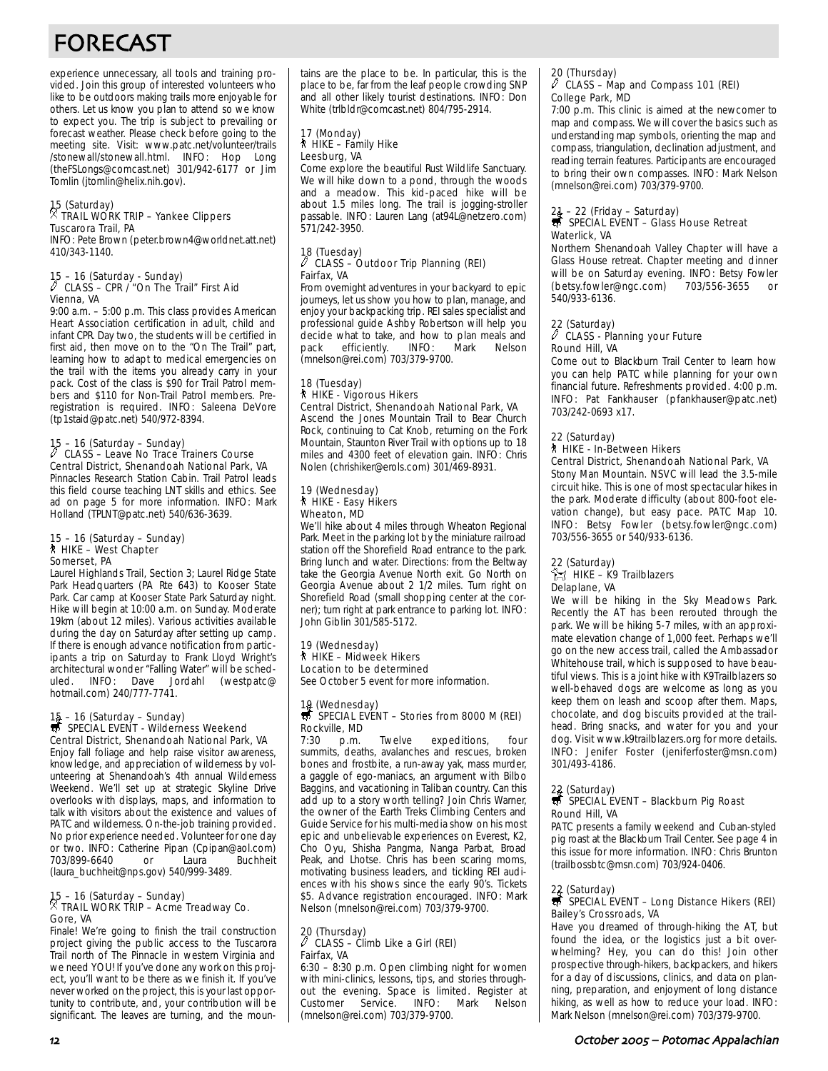# FORECAST

experience unnecessary, all tools and training provided. Join this group of interested volunteers who like to be outdoors making trails more enjoyable for others. Let us know you plan to attend so we know to expect you. The trip is subject to prevailing or forecast weather. Please check before going to the meeting site. Visit: www.patc.net/volunteer/trails/stonewall/stonewall.html. INFO: Hop Long (theFSLongs@comcast.net) 301/942-6177 or Jim Tomlin (jtomlin@helix.nih.gov).

15 (Saturday)
TRAIL WORK TRIP – Yankee Clippers
Tuscarora Trail, PA
INFO: Pete Brown (peter.brown4@worldnet.att.net) 410/343-1140.

15 – 16 (Saturday - Sunday)
CLASS – CPR / "On The Trail" First Aid
Vienna, VA
9:00 a.m. – 5:00 p.m. This class provides American Heart Association certification in adult, child and infant CPR. Day two, the students will be certified in first aid, then move on to the "On The Trail" part, learning how to adapt to medical emergencies on the trail with the items you already carry in your pack. Cost of the class is $90 for Trail Patrol members and $110 for Non-Trail Patrol members. Pre-registration is required. INFO: Saleena DeVore (tp1staid@patc.net) 540/972-8394.

15 – 16 (Saturday – Sunday)
CLASS – Leave No Trace Trainers Course
Central District, Shenandoah National Park, VA
Pinnacles Research Station Cabin. Trail Patrol leads this field course teaching LNT skills and ethics. See ad on page 5 for more information. INFO: Mark Holland (TPLNT@patc.net) 540/636-3639.

15 – 16 (Saturday – Sunday)
HIKE – West Chapter
Somerset, PA
Laurel Highlands Trail, Section 3; Laurel Ridge State Park Headquarters (PA Rte 643) to Kooser State Park. Car camp at Kooser State Park Saturday night. Hike will begin at 10:00 a.m. on Sunday. Moderate 19km (about 12 miles). Various activities available during the day on Saturday after setting up camp. If there is enough advance notification from participants a trip on Saturday to Frank Lloyd Wright's architectural wonder "Falling Water" will be scheduled. INFO: Dave Jordahl (westpatc@hotmail.com) 240/777-7741.

15 – 16 (Saturday – Sunday)
SPECIAL EVENT - Wilderness Weekend
Central District, Shenandoah National Park, VA
Enjoy fall foliage and help raise visitor awareness, knowledge, and appreciation of wilderness by volunteering at Shenandoah's 4th annual Wilderness Weekend. We'll set up at strategic Skyline Drive overlooks with displays, maps, and information to talk with visitors about the existence and values of PATC and wilderness. On-the-job training provided. No prior experience needed. Volunteer for one day or two. INFO: Catherine Pipan (Cpipan@aol.com) 703/899-6640 or Laura Buchheit (laura_buchheit@nps.gov) 540/999-3489.

15 – 16 (Saturday – Sunday)
TRAIL WORK TRIP – Acme Treadway Co.
Gore, VA
Finale! We're going to finish the trail construction project giving the public access to the Tuscarora Trail north of The Pinnacle in western Virginia and we need YOU! If you've done any work on this project, you'll want to be there as we finish it. If you've never worked on the project, this is your last opportunity to contribute, and, your contribution will be significant. The leaves are turning, and the mountains are the place to be. In particular, this is the place to be, far from the leaf people crowding SNP and all other likely tourist destinations. INFO: Don White (trlbldr@comcast.net) 804/795-2914.

17 (Monday)
HIKE – Family Hike
Leesburg, VA
Come explore the beautiful Rust Wildlife Sanctuary. We will hike down to a pond, through the woods and a meadow. This kid-paced hike will be about 1.5 miles long. The trail is jogging-stroller passable. INFO: Lauren Lang (at94L@netzero.com) 571/242-3950.

18 (Tuesday)
CLASS – Outdoor Trip Planning (REI)
Fairfax, VA
From overnight adventures in your backyard to epic journeys, let us show you how to plan, manage, and enjoy your backpacking trip. REI sales specialist and professional guide Ashby Robertson will help you decide what to take, and how to plan meals and pack efficiently. INFO: Mark Nelson (mnelson@rei.com) 703/379-9700.

18 (Tuesday)
HIKE - Vigorous Hikers
Central District, Shenandoah National Park, VA
Ascend the Jones Mountain Trail to Bear Church Rock, continuing to Cat Knob, returning on the Fork Mountain, Staunton River Trail with options up to 18 miles and 4300 feet of elevation gain. INFO: Chris Nolen (chrishiker@erols.com) 301/469-8931.

19 (Wednesday)
HIKE - Easy Hikers
Wheaton, MD
We'll hike about 4 miles through Wheaton Regional Park. Meet in the parking lot by the miniature railroad station off the Shorefield Road entrance to the park. Bring lunch and water. Directions: from the Beltway take the Georgia Avenue North exit. Go North on Georgia Avenue about 2 1/2 miles. Turn right on Shorefield Road (small shopping center at the corner); turn right at park entrance to parking lot. INFO: John Giblin 301/585-5172.

19 (Wednesday)
HIKE – Midweek Hikers
Location to be determined
See October 5 event for more information.

19 (Wednesday)
SPECIAL EVENT – Stories from 8000 M (REI)
Rockville, MD
7:30 p.m. Twelve expeditions, four summits, deaths, avalanches and rescues, broken bones and frostbite, a run-away yak, mass murder, a gaggle of ego-maniacs, an argument with Bilbo Baggins, and vacationing in Taliban country. Can this add up to a story worth telling? Join Chris Warner, the owner of the Earth Treks Climbing Centers and Guide Service for his multi-media show on his most epic and unbelievable experiences on Everest, K2, Cho Oyu, Shisha Pangma, Nanga Parbat, Broad Peak, and Lhotse. Chris has been scaring moms, motivating business leaders, and tickling REI audiences with his shows since the early 90's. Tickets $5. Advance registration encouraged. INFO: Mark Nelson (mnelson@rei.com) 703/379-9700.

20 (Thursday)
CLASS – Climb Like a Girl (REI)
Fairfax, VA
6:30 – 8:30 p.m. Open climbing night for women with mini-clinics, lessons, tips, and stories throughout the evening. Space is limited. Register at Customer Service. INFO: Mark Nelson (mnelson@rei.com) 703/379-9700.

20 (Thursday)
CLASS – Map and Compass 101 (REI)
College Park, MD
7:00 p.m. This clinic is aimed at the newcomer to map and compass. We will cover the basics such as understanding map symbols, orienting the map and compass, triangulation, declination adjustment, and reading terrain features. Participants are encouraged to bring their own compasses. INFO: Mark Nelson (mnelson@rei.com) 703/379-9700.

21 – 22 (Friday – Saturday)
SPECIAL EVENT – Glass House Retreat
Waterlick, VA
Northern Shenandoah Valley Chapter will have a Glass House retreat. Chapter meeting and dinner will be on Saturday evening. INFO: Betsy Fowler (betsy.fowler@ngc.com) 703/556-3655 or 540/933-6136.

22 (Saturday)
CLASS - Planning your Future
Round Hill, VA
Come out to Blackburn Trail Center to learn how you can help PATC while planning for your own financial future. Refreshments provided. 4:00 p.m. INFO: Pat Fankhauser (pfankhauser@patc.net) 703/242-0693 x17.

22 (Saturday)
HIKE - In-Between Hikers
Central District, Shenandoah National Park, VA
Stony Man Mountain. NSVC will lead the 3.5-mile circuit hike. This is one of most spectacular hikes in the park. Moderate difficulty (about 800-foot elevation change), but easy pace. PATC Map 10. INFO: Betsy Fowler (betsy.fowler@ngc.com) 703/556-3655 or 540/933-6136.

22 (Saturday)
HIKE – K9 Trailblazers
Delaplane, VA
We will be hiking in the Sky Meadows Park. Recently the AT has been rerouted through the park. We will be hiking 5-7 miles, with an approximate elevation change of 1,000 feet. Perhaps we'll go on the new access trail, called the Ambassador Whitehouse trail, which is supposed to have beautiful views. This is a joint hike with K9Trailblazers so well-behaved dogs are welcome as long as you keep them on leash and scoop after them. Maps, chocolate, and dog biscuits provided at the trailhead. Bring snacks, and water for you and your dog. Visit www.k9trailblazers.org for more details. INFO: Jenifer Foster (jeniferfoster@msn.com) 301/493-4186.

22 (Saturday)
SPECIAL EVENT – Blackburn Pig Roast
Round Hill, VA
PATC presents a family weekend and Cuban-styled pig roast at the Blackburn Trail Center. See page 4 in this issue for more information. INFO: Chris Brunton (trailbossbtc@msn.com) 703/924-0406.

22 (Saturday)
SPECIAL EVENT – Long Distance Hikers (REI)
Bailey's Crossroads, VA
Have you dreamed of through-hiking the AT, but found the idea, or the logistics just a bit overwhelming? Hey, you can do this! Join other prospective through-hikers, backpackers, and hikers for a day of discussions, clinics, and data on planning, preparation, and enjoyment of long distance hiking, as well as how to reduce your load. INFO: Mark Nelson (mnelson@rei.com) 703/379-9700.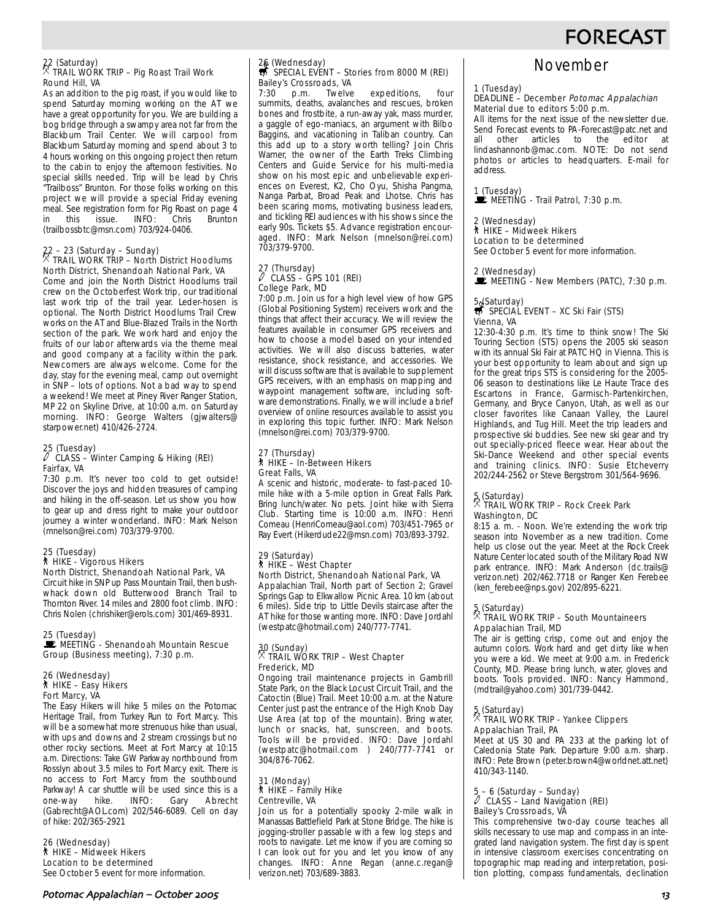# FORECAST

22 (Saturday)
TRAIL WORK TRIP – Pig Roast Trail Work
Round Hill, VA

As an addition to the pig roast, if you would like to spend Saturday morning working on the AT we have a great opportunity for you. We are building a bog bridge through a swampy area not far from the Blackburn Trail Center. We will carpool from Blackburn Saturday morning and spend about 3 to 4 hours working on this ongoing project then return to the cabin to enjoy the afternoon festivities. No special skills needed. Trip will be lead by Chris "Trailboss" Brunton. For those folks working on this project we will provide a special Friday evening meal. See registration form for Pig Roast on page 4 in this issue. INFO: Chris Brunton (trailbossbtc@msn.com) 703/924-0406.

22 – 23 (Saturday – Sunday)
TRAIL WORK TRIP – North District Hoodlums
North District, Shenandoah National Park, VA

Come and join the North District Hoodlums trail crew on the Octoberfest Work trip, our traditional last work trip of the trail year. Leder-hosen is optional. The North District Hoodlums Trail Crew works on the AT and Blue-Blazed Trails in the North section of the park. We work hard and enjoy the fruits of our labor afterwards via the theme meal and good company at a facility within the park. Newcomers are always welcome. Come for the day, stay for the evening meal, camp out overnight in SNP – lots of options. Not a bad way to spend a weekend! We meet at Piney River Ranger Station, MP 22 on Skyline Drive, at 10:00 a.m. on Saturday morning. INFO: George Walters (gjwalters@starpower.net) 410/426-2724.

25 (Tuesday)
CLASS – Winter Camping & Hiking (REI)
Fairfax, VA

7:30 p.m. It's never too cold to get outside! Discover the joys and hidden treasures of camping and hiking in the off-season. Let us show you how to gear up and dress right to make your outdoor journey a winter wonderland. INFO: Mark Nelson (mnelson@rei.com) 703/379-9700.

25 (Tuesday)
HIKE - Vigorous Hikers
North District, Shenandoah National Park, VA

Circuit hike in SNP up Pass Mountain Trail, then bushwhack down old Butterwood Branch Trail to Thornton River. 14 miles and 2800 foot climb. INFO: Chris Nolen (chrishiker@erols.com) 301/469-8931.

25 (Tuesday)
MEETING - Shenandoah Mountain Rescue Group (Business meeting), 7:30 p.m.

26 (Wednesday)
HIKE – Easy Hikers
Fort Marcy, VA

The Easy Hikers will hike 5 miles on the Potomac Heritage Trail, from Turkey Run to Fort Marcy. This will be a somewhat more strenuous hike than usual, with ups and downs and 2 stream crossings but no other rocky sections. Meet at Fort Marcy at 10:15 a.m. Directions: Take GW Parkway northbound from Rosslyn about 3.5 miles to Fort Marcy exit. There is no access to Fort Marcy from the southbound Parkway! A car shuttle will be used since this is a one-way hike. INFO: Gary Abrecht (Gabrecht@AOL.com) 202/546-6089. Cell on day of hike: 202/365-2921

26 (Wednesday)
HIKE – Midweek Hikers
Location to be determined
See October 5 event for more information.

26 (Wednesday)
SPECIAL EVENT – Stories from 8000 M (REI)
Bailey's Crossroads, VA

7:30 p.m. Twelve expeditions, four summits, deaths, avalanches and rescues, broken bones and frostbite, a run-away yak, mass murder, a gaggle of ego-maniacs, an argument with Bilbo Baggins, and vacationing in Taliban country. Can this add up to a story worth telling? Join Chris Warner, the owner of the Earth Treks Climbing Centers and Guide Service for his multi-media show on his most epic and unbelievable experiences on Everest, K2, Cho Oyu, Shisha Pangma, Nanga Parbat, Broad Peak and Lhotse. Chris has been scaring moms, motivating business leaders, and tickling REI audiences with his shows since the early 90s. Tickets $5. Advance registration encouraged. INFO: Mark Nelson (mnelson@rei.com) 703/379-9700.

27 (Thursday)
CLASS – GPS 101 (REI)
College Park, MD

7:00 p.m. Join us for a high level view of how GPS (Global Positioning System) receivers work and the things that affect their accuracy. We will review the features available in consumer GPS receivers and how to choose a model based on your intended activities. We will also discuss batteries, water resistance, shock resistance, and accessories. We will discuss software that is available to supplement GPS receivers, with an emphasis on mapping and waypoint management software, including software demonstrations. Finally, we will include a brief overview of online resources available to assist you in exploring this topic further. INFO: Mark Nelson (mnelson@rei.com) 703/379-9700.

27 (Thursday)
HIKE – In-Between Hikers
Great Falls, VA

A scenic and historic, moderate- to fast-paced 10-mile hike with a 5-mile option in Great Falls Park. Bring lunch/water. No pets. Joint hike with Sierra Club. Starting time is 10:00 a.m. INFO: Henri Comeau (HenriComeau@aol.com) 703/451-7965 or Ray Evert (Hikerdude22@msn.com) 703/893-3792.

29 (Saturday)
HIKE – West Chapter
North District, Shenandoah National Park, VA

Appalachian Trail, North part of Section 2; Gravel Springs Gap to Elkwallow Picnic Area. 10 km (about 6 miles). Side trip to Little Devils staircase after the AT hike for those wanting more. INFO: Dave Jordahl (westpatc@hotmail.com) 240/777-7741.

30 (Sunday)
TRAIL WORK TRIP – West Chapter
Frederick, MD

Ongoing trail maintenance projects in Gambrill State Park, on the Black Locust Circuit Trail, and the Catoctin (Blue) Trail. Meet 10:00 a.m. at the Nature Center just past the entrance of the High Knob Day Use Area (at top of the mountain). Bring water, lunch or snacks, hat, sunscreen, and boots. Tools will be provided. INFO: Dave Jordahl (westpatc@hotmail.com ) 240/777-7741 or 304/876-7062.

31 (Monday)
HIKE – Family Hike
Centreville, VA

Join us for a potentially spooky 2-mile walk in Manassas Battlefield Park at Stone Bridge. The hike is jogging-stroller passable with a few log steps and roots to navigate. Let me know if you are coming so I can look out for you and let you know of any changes. INFO: Anne Regan (anne.c.regan@verizon.net) 703/689-3883.

## November

1 (Tuesday)
DEADLINE – December *Potomac Appalachian*
Material due to editors 5:00 p.m.

All items for the next issue of the newsletter due. Send Forecast events to PA-Forecast@patc.net and all other articles to the editor at lindashannonb@mac.com. NOTE: Do not send photos or articles to headquarters. E-mail for address.

1 (Tuesday)
MEETING - Trail Patrol, 7:30 p.m.

2 (Wednesday)
HIKE – Midweek Hikers
Location to be determined
See October 5 event for more information.

2 (Wednesday)
MEETING - New Members (PATC), 7:30 p.m.

5 (Saturday)
SPECIAL EVENT – XC Ski Fair (STS)
Vienna, VA

12:30-4:30 p.m. It's time to think snow! The Ski Touring Section (STS) opens the 2005 ski season with its annual Ski Fair at PATC HQ in Vienna. This is your best opportunity to learn about and sign up for the great trips STS is considering for the 2005-06 season to destinations like Le Haute Trace des Escartons in France, Garmisch-Partenkirchen, Germany, and Bryce Canyon, Utah, as well as our closer favorites like Canaan Valley, the Laurel Highlands, and Tug Hill. Meet the trip leaders and prospective ski buddies. See new ski gear and try out specially-priced fleece wear. Hear about the Ski-Dance Weekend and other special events and training clinics. INFO: Susie Etcheverry 202/244-2562 or Steve Bergstrom 301/564-9696.

5 (Saturday)
TRAIL WORK TRIP – Rock Creek Park
Washington, DC

8:15 a. m. - Noon. We're extending the work trip season into November as a new tradition. Come help us close out the year. Meet at the Rock Creek Nature Center located south of the Military Road NW park entrance. INFO: Mark Anderson (dc.trails@verizon.net) 202/462.7718 or Ranger Ken Ferebee (ken_ferebee@nps.gov) 202/895-6221.

5 (Saturday)
TRAIL WORK TRIP – South Mountaineers
Appalachian Trail, MD

The air is getting crisp, come out and enjoy the autumn colors. Work hard and get dirty like when you were a kid. We meet at 9:00 a.m. in Frederick County, MD. Please bring lunch, water, gloves and boots. Tools provided. INFO: Nancy Hammond, (mdtrail@yahoo.com) 301/739-0442.

5 (Saturday)
TRAIL WORK TRIP - Yankee Clippers
Appalachian Trail, PA

Meet at US 30 and PA 233 at the parking lot of Caledonia State Park. Departure 9:00 a.m. sharp. INFO: Pete Brown (peter.brown4@worldnet.att.net) 410/343-1140.

5 – 6 (Saturday – Sunday)
CLASS – Land Navigation (REI)
Bailey's Crossroads, VA

This comprehensive two-day course teaches all skills necessary to use map and compass in an integrated land navigation system. The first day is spent in intensive classroom exercises concentrating on topographic map reading and interpretation, position plotting, compass fundamentals, declination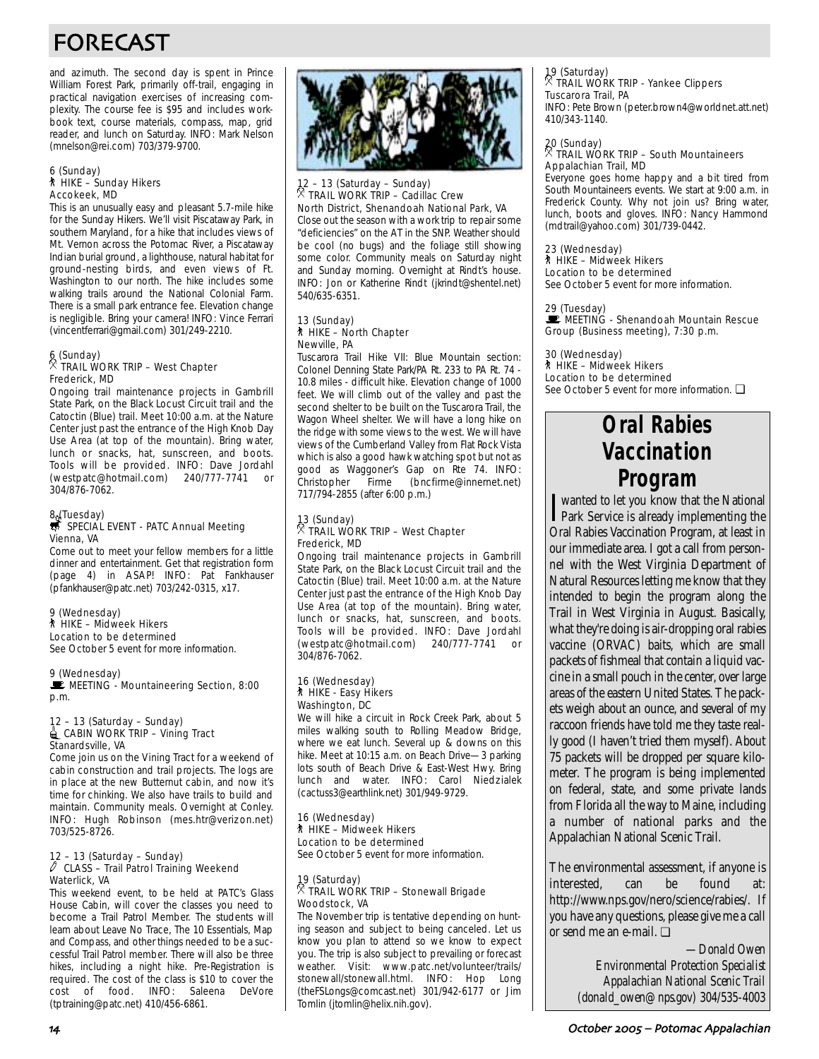# FORECAST

and azimuth. The second day is spent in Prince William Forest Park, primarily off-trail, engaging in practical navigation exercises of increasing complexity. The course fee is $95 and includes workbook text, course materials, compass, map, grid reader, and lunch on Saturday. INFO: Mark Nelson (mnelson@rei.com) 703/379-9700.

6 (Sunday)
HIKE – Sunday Hikers
Accokeek, MD
This is an unusually easy and pleasant 5.7-mile hike for the Sunday Hikers. We'll visit Piscataway Park, in southern Maryland, for a hike that includes views of Mt. Vernon across the Potomac River, a Piscataway Indian burial ground, a lighthouse, natural habitat for ground-nesting birds, and even views of Ft. Washington to our north. The hike includes some walking trails around the National Colonial Farm. There is a small park entrance fee. Elevation change is negligible. Bring your camera! INFO: Vince Ferrari (vincentferrari@gmail.com) 301/249-2210.

6 (Sunday)
TRAIL WORK TRIP – West Chapter
Frederick, MD
Ongoing trail maintenance projects in Gambrill State Park, on the Black Locust Circuit trail and the Catoctin (Blue) trail. Meet 10:00 a.m. at the Nature Center just past the entrance of the High Knob Day Use Area (at top of the mountain). Bring water, lunch or snacks, hat, sunscreen, and boots. Tools will be provided. INFO: Dave Jordahl (westpatc@hotmail.com) 240/777-7741 or 304/876-7062.

8 (Tuesday)
SPECIAL EVENT - PATC Annual Meeting
Vienna, VA
Come out to meet your fellow members for a little dinner and entertainment. Get that registration form (page 4) in ASAP! INFO: Pat Fankhauser (pfankhauser@patc.net) 703/242-0315, x17.

9 (Wednesday)
HIKE – Midweek Hikers
Location to be determined
See October 5 event for more information.

9 (Wednesday)
MEETING - Mountaineering Section, 8:00 p.m.

12 – 13 (Saturday – Sunday)
CABIN WORK TRIP – Vining Tract
Stanardsville, VA
Come join us on the Vining Tract for a weekend of cabin construction and trail projects. The logs are in place at the new Butternut cabin, and now it's time for chinking. We also have trails to build and maintain. Community meals. Overnight at Conley. INFO: Hugh Robinson (mes.htr@verizon.net) 703/525-8726.

12 – 13 (Saturday – Sunday)
CLASS – Trail Patrol Training Weekend
Waterlick, VA
This weekend event, to be held at PATC's Glass House Cabin, will cover the classes you need to become a Trail Patrol Member. The students will learn about Leave No Trace, The 10 Essentials, Map and Compass, and other things needed to be a successful Trail Patrol member. There will also be three hikes, including a night hike. Pre-Registration is required. The cost of the class is $10 to cover the cost of food. INFO: Saleena DeVore (tptraining@patc.net) 410/456-6861.

12 – 13 (Saturday – Sunday)
TRAIL WORK TRIP – Cadillac Crew
North District, Shenandoah National Park, VA
Close out the season with a work trip to repair some "deficiencies" on the AT in the SNP. Weather should be cool (no bugs) and the foliage still showing some color. Community meals on Saturday night and Sunday morning. Overnight at Rindt's house. INFO: Jon or Katherine Rindt (jkrindt@shentel.net) 540/635-6351.

13 (Sunday)
HIKE – North Chapter
Newville, PA
Tuscarora Trail Hike VII: Blue Mountain section: Colonel Denning State Park/PA Rt. 233 to PA Rt. 74 - 10.8 miles - difficult hike. Elevation change of 1000 feet. We will climb out of the valley and past the second shelter to be built on the Tuscarora Trail, the Wagon Wheel shelter. We will have a long hike on the ridge with some views to the west. We will have views of the Cumberland Valley from Flat Rock Vista which is also a good hawk watching spot but not as good as Waggoner's Gap on Rte 74. INFO: Christopher Firme (bncfirme@innernet.net) 717/794-2855 (after 6:00 p.m.)

13 (Sunday)
TRAIL WORK TRIP – West Chapter
Frederick, MD
Ongoing trail maintenance projects in Gambrill State Park, on the Black Locust Circuit trail and the Catoctin (Blue) trail. Meet 10:00 a.m. at the Nature Center just past the entrance of the High Knob Day Use Area (at top of the mountain). Bring water, lunch or snacks, hat, sunscreen, and boots. Tools will be provided. INFO: Dave Jordahl (westpatc@hotmail.com) 240/777-7741 or 304/876-7062.

16 (Wednesday)
HIKE - Easy Hikers
Washington, DC
We will hike a circuit in Rock Creek Park, about 5 miles walking south to Rolling Meadow Bridge, where we eat lunch. Several up & downs on this hike. Meet at 10:15 a.m. on Beach Drive—3 parking lots south of Beach Drive & East-West Hwy. Bring lunch and water. INFO: Carol Niedzialek (cactuss3@earthlink.net) 301/949-9729.

16 (Wednesday)
HIKE – Midweek Hikers
Location to be determined
See October 5 event for more information.

19 (Saturday)
TRAIL WORK TRIP – Stonewall Brigade
Woodstock, VA
The November trip is tentative depending on hunting season and subject to being canceled. Let us know you plan to attend so we know to expect you. The trip is also subject to prevailing or forecast weather. Visit: www.patc.net/volunteer/trails/stonewall/stonewall.html. INFO: Hop Long (theFSLongs@comcast.net) 301/942-6177 or Jim Tomlin (jtomlin@helix.nih.gov).

19 (Saturday)
TRAIL WORK TRIP - Yankee Clippers
Tuscarora Trail, PA
INFO: Pete Brown (peter.brown4@worldnet.att.net) 410/343-1140.

20 (Sunday)
TRAIL WORK TRIP – South Mountaineers
Appalachian Trail, MD
Everyone goes home happy and a bit tired from South Mountaineers events. We start at 9:00 a.m. in Frederick County. Why not join us? Bring water, lunch, boots and gloves. INFO: Nancy Hammond (mdtrail@yahoo.com) 301/739-0442.

23 (Wednesday)
HIKE – Midweek Hikers
Location to be determined
See October 5 event for more information.

29 (Tuesday)
MEETING - Shenandoah Mountain Rescue Group (Business meeting), 7:30 p.m.

30 (Wednesday)
HIKE – Midweek Hikers
Location to be determined
See October 5 event for more information. ❑

## Oral Rabies Vaccination Program

I wanted to let you know that the National Park Service is already implementing the Oral Rabies Vaccination Program, at least in our immediate area. I got a call from personnel with the West Virginia Department of Natural Resources letting me know that they intended to begin the program along the Trail in West Virginia in August. Basically, what they're doing is air-dropping oral rabies vaccine (ORVAC) baits, which are small packets of fishmeal that contain a liquid vaccine in a small pouch in the center, over large areas of the eastern United States. The packets weigh about an ounce, and several of my raccoon friends have told me they taste really good (I haven't tried them myself). About 75 packets will be dropped per square kilometer. The program is being implemented on federal, state, and some private lands from Florida all the way to Maine, including a number of national parks and the Appalachian National Scenic Trail.

The environmental assessment, if anyone is interested, can be found at: http://www.nps.gov/nero/science/rabies/. If you have any questions, please give me a call or send me an e-mail. ❑

*—Donald Owen*
*Environmental Protection Specialist*
*Appalachian National Scenic Trail*
*(donald_owen@nps.gov) 304/535-4003*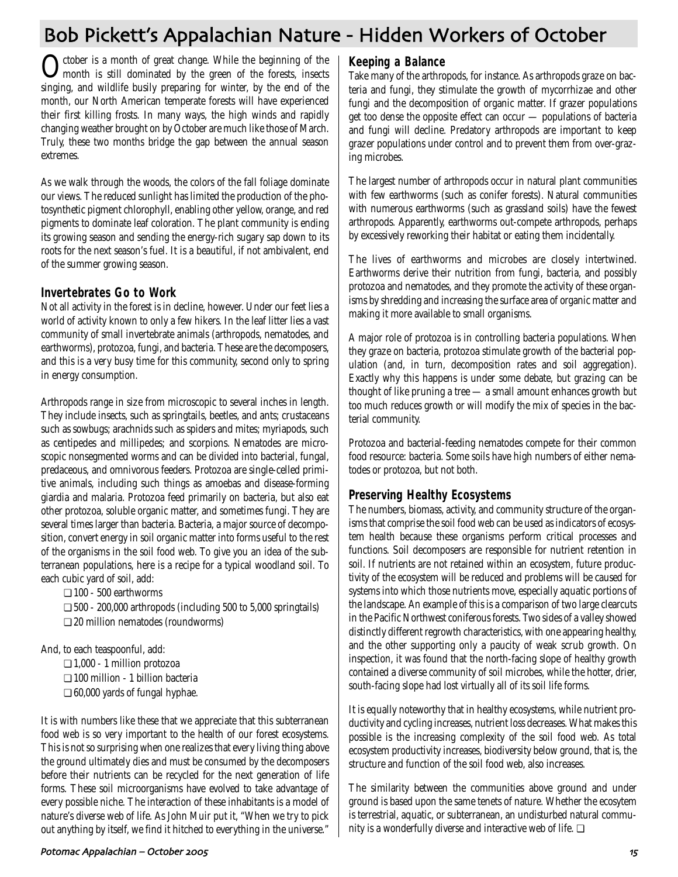# Bob Pickett's Appalachian Nature - Hidden Workers of October

October is a month of great change. While the beginning of the month is still dominated by the green of the forests, insects singing, and wildlife busily preparing for winter, by the end of the month, our North American temperate forests will have experienced their first killing frosts. In many ways, the high winds and rapidly changing weather brought on by October are much like those of March. Truly, these two months bridge the gap between the annual season extremes.

As we walk through the woods, the colors of the fall foliage dominate our views. The reduced sunlight has limited the production of the photosynthetic pigment chlorophyll, enabling other yellow, orange, and red pigments to dominate leaf coloration. The plant community is ending its growing season and sending the energy-rich sugary sap down to its roots for the next season's fuel. It is a beautiful, if not ambivalent, end of the summer growing season.

## Invertebrates Go to Work

Not all activity in the forest is in decline, however. Under our feet lies a world of activity known to only a few hikers. In the leaf litter lies a vast community of small invertebrate animals (arthropods, nematodes, and earthworms), protozoa, fungi, and bacteria. These are the decomposers, and this is a very busy time for this community, second only to spring in energy consumption.

Arthropods range in size from microscopic to several inches in length. They include insects, such as springtails, beetles, and ants; crustaceans such as sowbugs; arachnids such as spiders and mites; myriapods, such as centipedes and millipedes; and scorpions. Nematodes are microscopic nonsegmented worms and can be divided into bacterial, fungal, predaceous, and omnivorous feeders. Protozoa are single-celled primitive animals, including such things as amoebas and disease-forming giardia and malaria. Protozoa feed primarily on bacteria, but also eat other protozoa, soluble organic matter, and sometimes fungi. They are several times larger than bacteria. Bacteria, a major source of decomposition, convert energy in soil organic matter into forms useful to the rest of the organisms in the soil food web. To give you an idea of the subterranean populations, here is a recipe for a typical woodland soil. To each cubic yard of soil, add:

- ❑ 100 - 500 earthworms
- ❑ 500 - 200,000 arthropods (including 500 to 5,000 springtails)
- ❑ 20 million nematodes (roundworms)

And, to each teaspoonful, add:

- ❑ 1,000 - 1 million protozoa
- ❑ 100 million - 1 billion bacteria
- ❑ 60,000 yards of fungal hyphae.

It is with numbers like these that we appreciate that this subterranean food web is so very important to the health of our forest ecosystems. This is not so surprising when one realizes that every living thing above the ground ultimately dies and must be consumed by the decomposers before their nutrients can be recycled for the next generation of life forms. These soil microorganisms have evolved to take advantage of every possible niche. The interaction of these inhabitants is a model of nature's diverse web of life. As John Muir put it, "When we try to pick out anything by itself, we find it hitched to everything in the universe."

## Keeping a Balance

Take many of the arthropods, for instance. As arthropods graze on bacteria and fungi, they stimulate the growth of mycorrhizae and other fungi and the decomposition of organic matter. If grazer populations get too dense the opposite effect can occur — populations of bacteria and fungi will decline. Predatory arthropods are important to keep grazer populations under control and to prevent them from over-grazing microbes.

The largest number of arthropods occur in natural plant communities with few earthworms (such as conifer forests). Natural communities with numerous earthworms (such as grassland soils) have the fewest arthropods. Apparently, earthworms out-compete arthropods, perhaps by excessively reworking their habitat or eating them incidentally.

The lives of earthworms and microbes are closely intertwined. Earthworms derive their nutrition from fungi, bacteria, and possibly protozoa and nematodes, and they promote the activity of these organisms by shredding and increasing the surface area of organic matter and making it more available to small organisms.

A major role of protozoa is in controlling bacteria populations. When they graze on bacteria, protozoa stimulate growth of the bacterial population (and, in turn, decomposition rates and soil aggregation). Exactly why this happens is under some debate, but grazing can be thought of like pruning a tree — a small amount enhances growth but too much reduces growth or will modify the mix of species in the bacterial community.

Protozoa and bacterial-feeding nematodes compete for their common food resource: bacteria. Some soils have high numbers of either nematodes or protozoa, but not both.

## Preserving Healthy Ecosystems

The numbers, biomass, activity, and community structure of the organisms that comprise the soil food web can be used as indicators of ecosystem health because these organisms perform critical processes and functions. Soil decomposers are responsible for nutrient retention in soil. If nutrients are not retained within an ecosystem, future productivity of the ecosystem will be reduced and problems will be caused for systems into which those nutrients move, especially aquatic portions of the landscape. An example of this is a comparison of two large clearcuts in the Pacific Northwest coniferous forests. Two sides of a valley showed distinctly different regrowth characteristics, with one appearing healthy, and the other supporting only a paucity of weak scrub growth. On inspection, it was found that the north-facing slope of healthy growth contained a diverse community of soil microbes, while the hotter, drier, south-facing slope had lost virtually all of its soil life forms.

It is equally noteworthy that in healthy ecosystems, while nutrient productivity and cycling increases, nutrient loss decreases. What makes this possible is the increasing complexity of the soil food web. As total ecosystem productivity increases, biodiversity below ground, that is, the structure and function of the soil food web, also increases.

The similarity between the communities above ground and under ground is based upon the same tenets of nature. Whether the ecosytem is terrestrial, aquatic, or subterranean, an undisturbed natural community is a wonderfully diverse and interactive web of life. ❑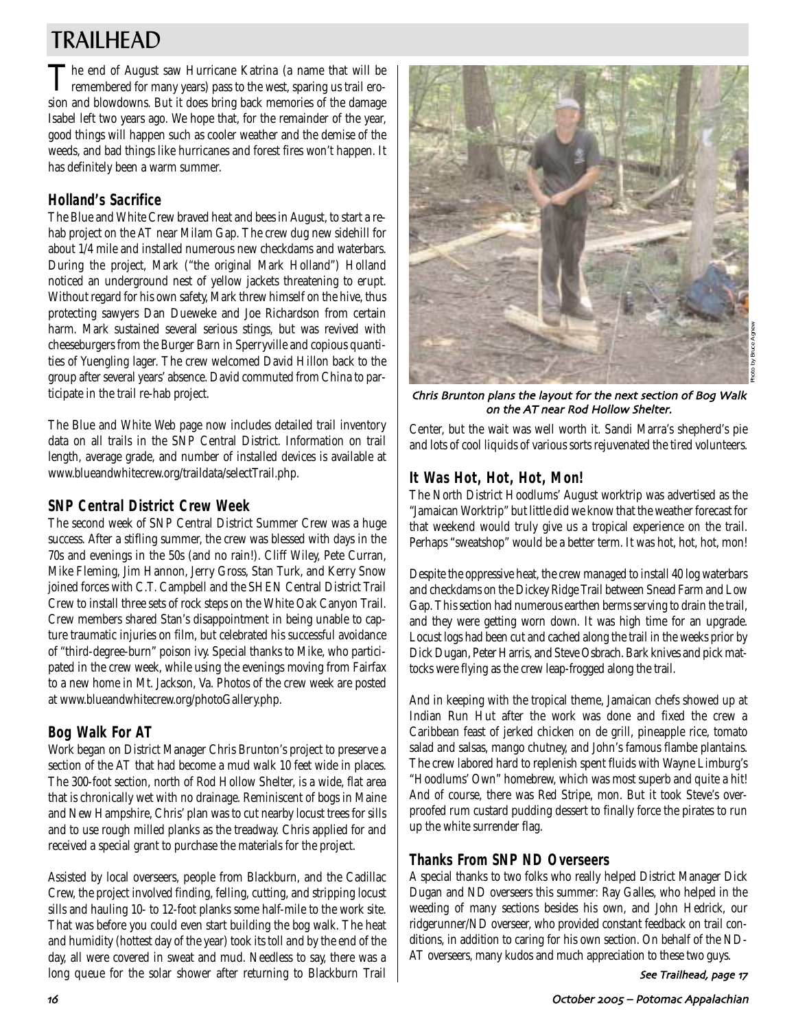# TRAILHEAD

The end of August saw Hurricane Katrina (a name that will be remembered for many years) pass to the west, sparing us trail erosion and blowdowns. But it does bring back memories of the damage Isabel left two years ago. We hope that, for the remainder of the year, good things will happen such as cooler weather and the demise of the weeds, and bad things like hurricanes and forest fires won't happen. It has definitely been a warm summer.

## Holland's Sacrifice

The Blue and White Crew braved heat and bees in August, to start a rehab project on the AT near Milam Gap. The crew dug new sidehill for about 1/4 mile and installed numerous new checkdams and waterbars. During the project, Mark ("the original Mark Holland") Holland noticed an underground nest of yellow jackets threatening to erupt. Without regard for his own safety, Mark threw himself on the hive, thus protecting sawyers Dan Dueweke and Joe Richardson from certain harm. Mark sustained several serious stings, but was revived with cheeseburgers from the Burger Barn in Sperryville and copious quantities of Yuengling lager. The crew welcomed David Hillon back to the group after several years' absence. David commuted from China to participate in the trail re-hab project.

The Blue and White Web page now includes detailed trail inventory data on all trails in the SNP Central District. Information on trail length, average grade, and number of installed devices is available at www.blueandwhitecrew.org/traildata/selectTrail.php.

## SNP Central District Crew Week

The second week of SNP Central District Summer Crew was a huge success. After a stifling summer, the crew was blessed with days in the 70s and evenings in the 50s (and no rain!). Cliff Wiley, Pete Curran, Mike Fleming, Jim Hannon, Jerry Gross, Stan Turk, and Kerry Snow joined forces with C.T. Campbell and the SHEN Central District Trail Crew to install three sets of rock steps on the White Oak Canyon Trail. Crew members shared Stan's disappointment in being unable to capture traumatic injuries on film, but celebrated his successful avoidance of "third-degree-burn" poison ivy. Special thanks to Mike, who participated in the crew week, while using the evenings moving from Fairfax to a new home in Mt. Jackson, Va. Photos of the crew week are posted at www.blueandwhitecrew.org/photoGallery.php.

## Bog Walk For AT

Work began on District Manager Chris Brunton's project to preserve a section of the AT that had become a mud walk 10 feet wide in places. The 300-foot section, north of Rod Hollow Shelter, is a wide, flat area that is chronically wet with no drainage. Reminiscent of bogs in Maine and New Hampshire, Chris' plan was to cut nearby locust trees for sills and to use rough milled planks as the treadway. Chris applied for and received a special grant to purchase the materials for the project.

Assisted by local overseers, people from Blackburn, and the Cadillac Crew, the project involved finding, felling, cutting, and stripping locust sills and hauling 10- to 12-foot planks some half-mile to the work site. That was before you could even start building the bog walk. The heat and humidity (hottest day of the year) took its toll and by the end of the day, all were covered in sweat and mud. Needless to say, there was a long queue for the solar shower after returning to Blackburn Trail Center, but the wait was well worth it. Sandi Marra's shepherd's pie and lots of cool liquids of various sorts rejuvenated the tired volunteers.

*Chris Brunton plans the layout for the next section of Bog Walk on the AT near Rod Hollow Shelter.*

Photo by Bruce Agnew

## It Was Hot, Hot, Hot, Mon!

The North District Hoodlums' August worktrip was advertised as the "Jamaican Worktrip" but little did we know that the weather forecast for that weekend would truly give us a tropical experience on the trail. Perhaps "sweatshop" would be a better term. It was hot, hot, hot, mon!

Despite the oppressive heat, the crew managed to install 40 log waterbars and checkdams on the Dickey Ridge Trail between Snead Farm and Low Gap. This section had numerous earthen berms serving to drain the trail, and they were getting worn down. It was high time for an upgrade. Locust logs had been cut and cached along the trail in the weeks prior by Dick Dugan, Peter Harris, and Steve Osbrach. Bark knives and pick mattocks were flying as the crew leap-frogged along the trail.

And in keeping with the tropical theme, Jamaican chefs showed up at Indian Run Hut after the work was done and fixed the crew a Caribbean feast of jerked chicken on de grill, pineapple rice, tomato salad and salsas, mango chutney, and John's famous flambe plantains. The crew labored hard to replenish spent fluids with Wayne Limburg's "Hoodlums' Own" homebrew, which was most superb and quite a hit! And of course, there was Red Stripe, mon. But it took Steve's overproofed rum custard pudding dessert to finally force the pirates to run up the white surrender flag.

## Thanks From SNP ND Overseers

A special thanks to two folks who really helped District Manager Dick Dugan and ND overseers this summer: Ray Galles, who helped in the weeding of many sections besides his own, and John Hedrick, our ridgerunner/ND overseer, who provided constant feedback on trail conditions, in addition to caring for his own section. On behalf of the ND-AT overseers, many kudos and much appreciation to these two guys.

*See Trailhead, page 17*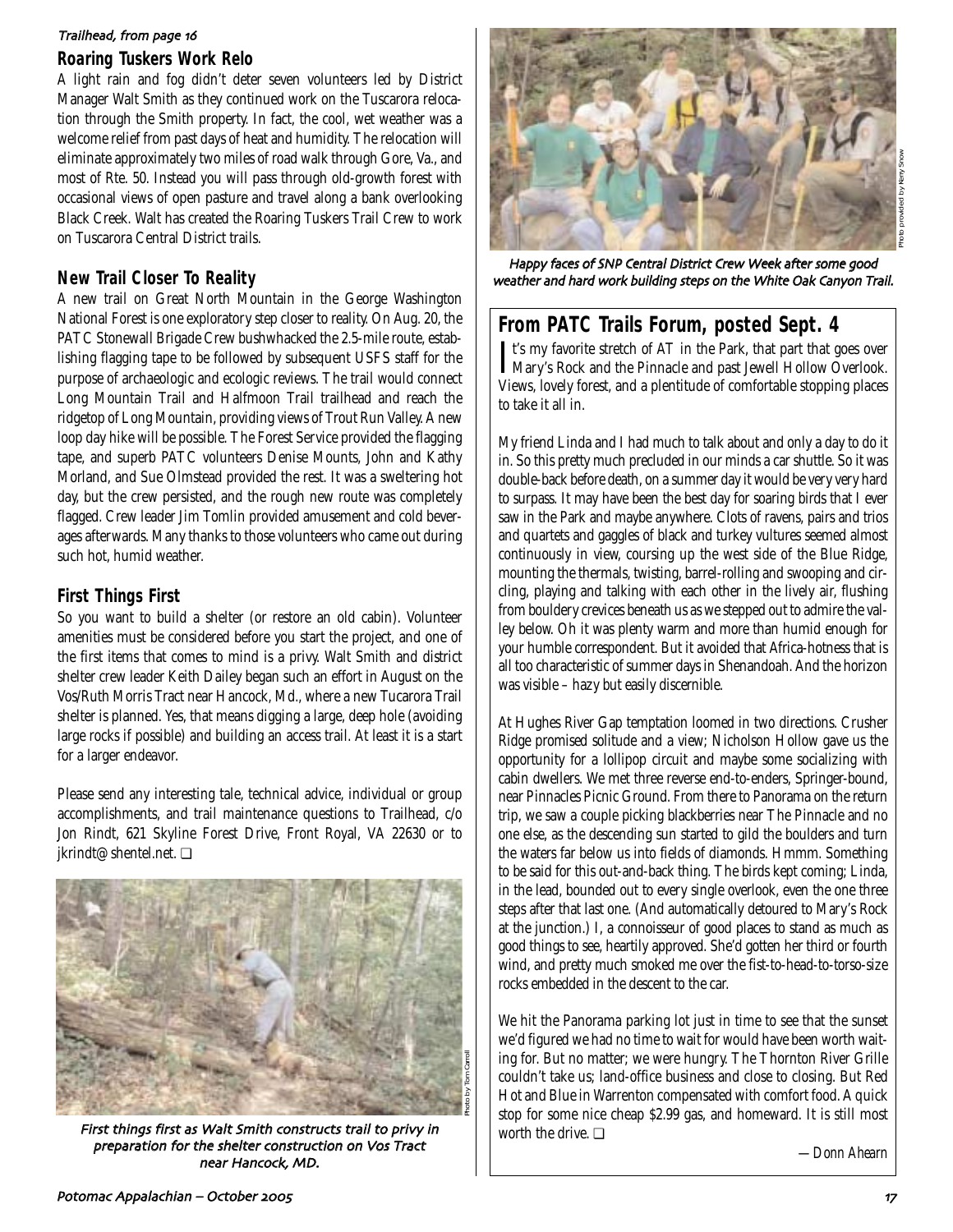*Trailhead, from page 16*

## Roaring Tuskers Work Relo

A light rain and fog didn't deter seven volunteers led by District Manager Walt Smith as they continued work on the Tuscarora relocation through the Smith property. In fact, the cool, wet weather was a welcome relief from past days of heat and humidity. The relocation will eliminate approximately two miles of road walk through Gore, Va., and most of Rte. 50. Instead you will pass through old-growth forest with occasional views of open pasture and travel along a bank overlooking Black Creek. Walt has created the Roaring Tuskers Trail Crew to work on Tuscarora Central District trails.

## New Trail Closer To Reality

A new trail on Great North Mountain in the George Washington National Forest is one exploratory step closer to reality. On Aug. 20, the PATC Stonewall Brigade Crew bushwhacked the 2.5-mile route, establishing flagging tape to be followed by subsequent USFS staff for the purpose of archaeologic and ecologic reviews. The trail would connect Long Mountain Trail and Halfmoon Trail trailhead and reach the ridgetop of Long Mountain, providing views of Trout Run Valley. A new loop day hike will be possible. The Forest Service provided the flagging tape, and superb PATC volunteers Denise Mounts, John and Kathy Morland, and Sue Olmstead provided the rest. It was a sweltering hot day, but the crew persisted, and the rough new route was completely flagged. Crew leader Jim Tomlin provided amusement and cold beverages afterwards. Many thanks to those volunteers who came out during such hot, humid weather.

## First Things First

So you want to build a shelter (or restore an old cabin). Volunteer amenities must be considered before you start the project, and one of the first items that comes to mind is a privy. Walt Smith and district shelter crew leader Keith Dailey began such an effort in August on the Vos/Ruth Morris Tract near Hancock, Md., where a new Tucarora Trail shelter is planned. Yes, that means digging a large, deep hole (avoiding large rocks if possible) and building an access trail. At least it is a start for a larger endeavor.

Please send any interesting tale, technical advice, individual or group accomplishments, and trail maintenance questions to Trailhead, c/o Jon Rindt, 621 Skyline Forest Drive, Front Royal, VA 22630 or to jkrindt@shentel.net. ❑

Photo by Tom Carroll

*First things first as Walt Smith constructs trail to privy in preparation for the shelter construction on Vos Tract near Hancock, MD.*

Photo provided by Kerry Snow

*Happy faces of SNP Central District Crew Week after some good weather and hard work building steps on the White Oak Canyon Trail.*

## From PATC Trails Forum, posted Sept. 4

It's my favorite stretch of AT in the Park, that part that goes over Mary's Rock and the Pinnacle and past Jewell Hollow Overlook. Views, lovely forest, and a plentitude of comfortable stopping places to take it all in.

My friend Linda and I had much to talk about and only a day to do it in. So this pretty much precluded in our minds a car shuttle. So it was double-back before death, on a summer day it would be very very hard to surpass. It may have been the best day for soaring birds that I ever saw in the Park and maybe anywhere. Clots of ravens, pairs and trios and quartets and gaggles of black and turkey vultures seemed almost continuously in view, coursing up the west side of the Blue Ridge, mounting the thermals, twisting, barrel-rolling and swooping and circling, playing and talking with each other in the lively air, flushing from bouldery crevices beneath us as we stepped out to admire the valley below. Oh it was plenty warm and more than humid enough for your humble correspondent. But it avoided that Africa-hotness that is all too characteristic of summer days in Shenandoah. And the horizon was visible – hazy but easily discernible.

At Hughes River Gap temptation loomed in two directions. Crusher Ridge promised solitude and a view; Nicholson Hollow gave us the opportunity for a lollipop circuit and maybe some socializing with cabin dwellers. We met three reverse end-to-enders, Springer-bound, near Pinnacles Picnic Ground. From there to Panorama on the return trip, we saw a couple picking blackberries near The Pinnacle and no one else, as the descending sun started to gild the boulders and turn the waters far below us into fields of diamonds. Hmmm. Something to be said for this out-and-back thing. The birds kept coming; Linda, in the lead, bounded out to every single overlook, even the one three steps after that last one. (And automatically detoured to Mary's Rock at the junction.) I, a connoisseur of good places to stand as much as good things to see, heartily approved. She'd gotten her third or fourth wind, and pretty much smoked me over the fist-to-head-to-torso-size rocks embedded in the descent to the car.

We hit the Panorama parking lot just in time to see that the sunset we'd figured we had no time to wait for would have been worth waiting for. But no matter; we were hungry. The Thornton River Grille couldn't take us; land-office business and close to closing. But Red Hot and Blue in Warrenton compensated with comfort food. A quick stop for some nice cheap $2.99 gas, and homeward. It is still most worth the drive. ❑

—Donn Ahearn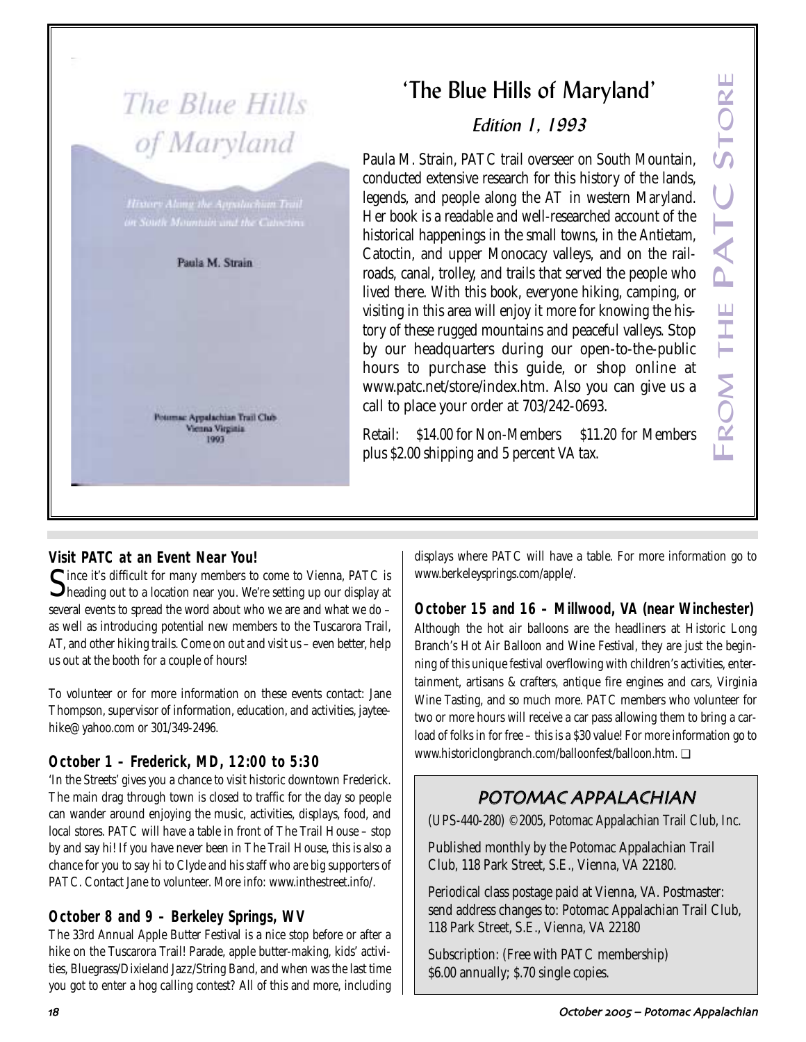# 'The Blue Hills of Maryland'

## *Edition 1, 1993*

**FROM THE PATC STORE**

*The Blue Hills of Maryland*

*History Along the Appalachian Trail on South Mountain and the Catoctins*

Paula M. Strain

Potomac Appalachian Trail Club
Vienna Virginia
1993

Paula M. Strain, PATC trail overseer on South Mountain, conducted extensive research for this history of the lands, legends, and people along the AT in western Maryland. Her book is a readable and well-researched account of the historical happenings in the small towns, in the Antietam, Catoctin, and upper Monocacy valleys, and on the railroads, canal, trolley, and trails that served the people who lived there. With this book, everyone hiking, camping, or visiting in this area will enjoy it more for knowing the history of these rugged mountains and peaceful valleys. Stop by our headquarters during our open-to-the-public hours to purchase this guide, or shop online at www.patc.net/store/index.htm. Also you can give us a call to place your order at 703/242-0693.

*Retail: $14.00 for Non-Members $11.20 for Members plus $2.00 shipping and 5 percent VA tax.*

## Visit PATC at an Event Near You!

Since it's difficult for many members to come to Vienna, PATC is heading out to a location near you. We're setting up our display at several events to spread the word about who we are and what we do – as well as introducing potential new members to the Tuscarora Trail, AT, and other hiking trails. Come on out and visit us – even better, help us out at the booth for a couple of hours!

To volunteer or for more information on these events contact: Jane Thompson, supervisor of information, education, and activities, jayteehike@yahoo.com or 301/349-2496.

### October 1 – Frederick, MD, 12:00 to 5:30

'In the Streets' gives you a chance to visit historic downtown Frederick. The main drag through town is closed to traffic for the day so people can wander around enjoying the music, activities, displays, food, and local stores. PATC will have a table in front of The Trail House – stop by and say hi! If you have never been in The Trail House, this is also a chance for you to say hi to Clyde and his staff who are big supporters of PATC. Contact Jane to volunteer. More info: www.inthestreet.info/.

### October 8 and 9 – Berkeley Springs, WV

The 33rd Annual Apple Butter Festival is a nice stop before or after a hike on the Tuscarora Trail! Parade, apple butter-making, kids' activities, Bluegrass/Dixieland Jazz/String Band, and when was the last time you got to enter a hog calling contest? All of this and more, including displays where PATC will have a table. For more information go to www.berkeleysprings.com/apple/.

### October 15 and 16 – Millwood, VA (near Winchester)

Although the hot air balloons are the headliners at Historic Long Branch's Hot Air Balloon and Wine Festival, they are just the beginning of this unique festival overflowing with children's activities, entertainment, artisans & crafters, antique fire engines and cars, Virginia Wine Tasting, and so much more. PATC members who volunteer for two or more hours will receive a car pass allowing them to bring a carload of folks in for free – this is a $30 value! For more information go to www.historiclongbranch.com/balloonfest/balloon.htm. ❑

## POTOMAC APPALACHIAN

(UPS-440-280) ©2005, Potomac Appalachian Trail Club, Inc.

Published monthly by the Potomac Appalachian Trail Club, 118 Park Street, S.E., Vienna, VA 22180.

Periodical class postage paid at Vienna, VA. Postmaster: send address changes to: Potomac Appalachian Trail Club, 118 Park Street, S.E., Vienna, VA 22180

Subscription: (Free with PATC membership) $6.00 annually; $.70 single copies.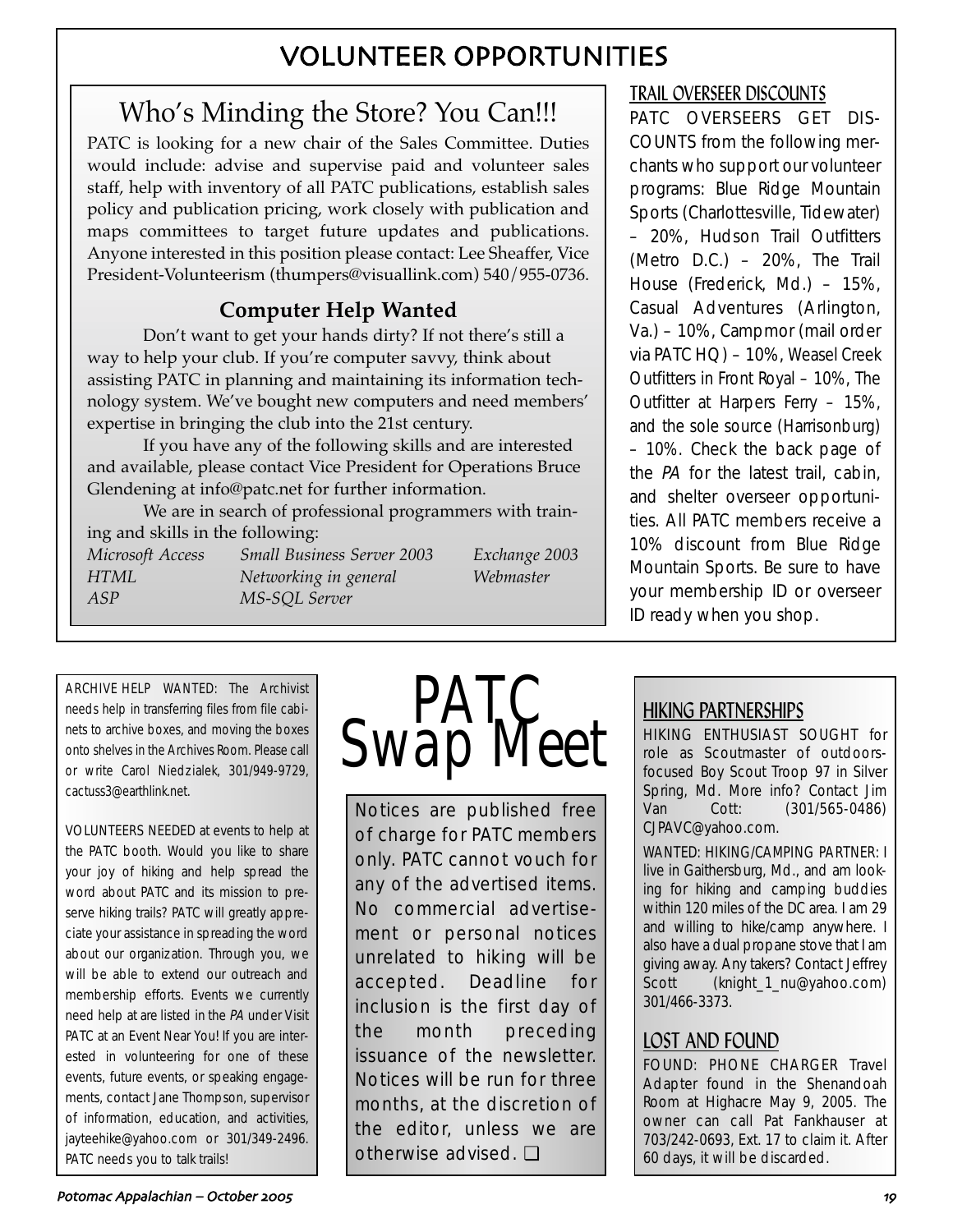# VOLUNTEER OPPORTUNITIES

## Who's Minding the Store? You Can!!!

PATC is looking for a new chair of the Sales Committee. Duties would include: advise and supervise paid and volunteer sales staff, help with inventory of all PATC publications, establish sales policy and publication pricing, work closely with publication and maps committees to target future updates and publications. Anyone interested in this position please contact: Lee Sheaffer, Vice President-Volunteerism (thumpers@visuallink.com) 540/955-0736.

### Computer Help Wanted

Don't want to get your hands dirty? If not there's still a way to help your club. If you're computer savvy, think about assisting PATC in planning and maintaining its information technology system. We've bought new computers and need members' expertise in bringing the club into the 21st century.

If you have any of the following skills and are interested and available, please contact Vice President for Operations Bruce Glendening at info@patc.net for further information.

We are in search of professional programmers with training and skills in the following:

| | | |
|---|---|---|
| *Microsoft Access* | *Small Business Server 2003* | *Exchange 2003* |
| *HTML* | *Networking in general* | *Webmaster* |
| *ASP* | *MS-SQL Server* | |

### TRAIL OVERSEER DISCOUNTS

PATC OVERSEERS GET DISCOUNTS from the following merchants who support our volunteer programs: Blue Ridge Mountain Sports (Charlottesville, Tidewater) – 20%, Hudson Trail Outfitters (Metro D.C.) – 20%, The Trail House (Frederick, Md.) – 15%, Casual Adventures (Arlington, Va.) – 10%, Campmor (mail order via PATC HQ) – 10%, Weasel Creek Outfitters in Front Royal – 10%, The Outfitter at Harpers Ferry – 15%, and the sole source (Harrisonburg) – 10%. Check the back page of the *PA* for the latest trail, cabin, and shelter overseer opportunities. All PATC members receive a 10% discount from Blue Ridge Mountain Sports. Be sure to have your membership ID or overseer ID ready when you shop.

ARCHIVE HELP WANTED: The Archivist needs help in transferring files from file cabinets to archive boxes, and moving the boxes onto shelves in the Archives Room. Please call or write Carol Niedzialek, 301/949-9729, cactuss3@earthlink.net.

VOLUNTEERS NEEDED at events to help at the PATC booth. Would you like to share your joy of hiking and help spread the word about PATC and its mission to preserve hiking trails? PATC will greatly appreciate your assistance in spreading the word about our organization. Through you, we will be able to extend our outreach and membership efforts. Events we currently need help at are listed in the *PA* under Visit PATC at an Event Near You! If you are interested in volunteering for one of these events, future events, or speaking engagements, contact Jane Thompson, supervisor of information, education, and activities, jayteehike@yahoo.com or 301/349-2496. PATC needs you to talk trails!

# PATC Swap Meet

Notices are published free of charge for PATC members only. PATC cannot vouch for any of the advertised items. No commercial advertisement or personal notices unrelated to hiking will be accepted. Deadline for inclusion is the first day of the month preceding issuance of the newsletter. Notices will be run for three months, at the discretion of the editor, unless we are otherwise advised. ❑

### HIKING PARTNERSHIPS

HIKING ENTHUSIAST SOUGHT for role as Scoutmaster of outdoors-focused Boy Scout Troop 97 in Silver Spring, Md. More info? Contact Jim Van Cott: (301/565-0486) CJPAVC@yahoo.com.

WANTED: HIKING/CAMPING PARTNER: I live in Gaithersburg, Md., and am looking for hiking and camping buddies within 120 miles of the DC area. I am 29 and willing to hike/camp anywhere. I also have a dual propane stove that I am giving away. Any takers? Contact Jeffrey Scott (knight_1_nu@yahoo.com) 301/466-3373.

### LOST AND FOUND

FOUND: PHONE CHARGER Travel Adapter found in the Shenandoah Room at Highacre May 9, 2005. The owner can call Pat Fankhauser at 703/242-0693, Ext. 17 to claim it. After 60 days, it will be discarded.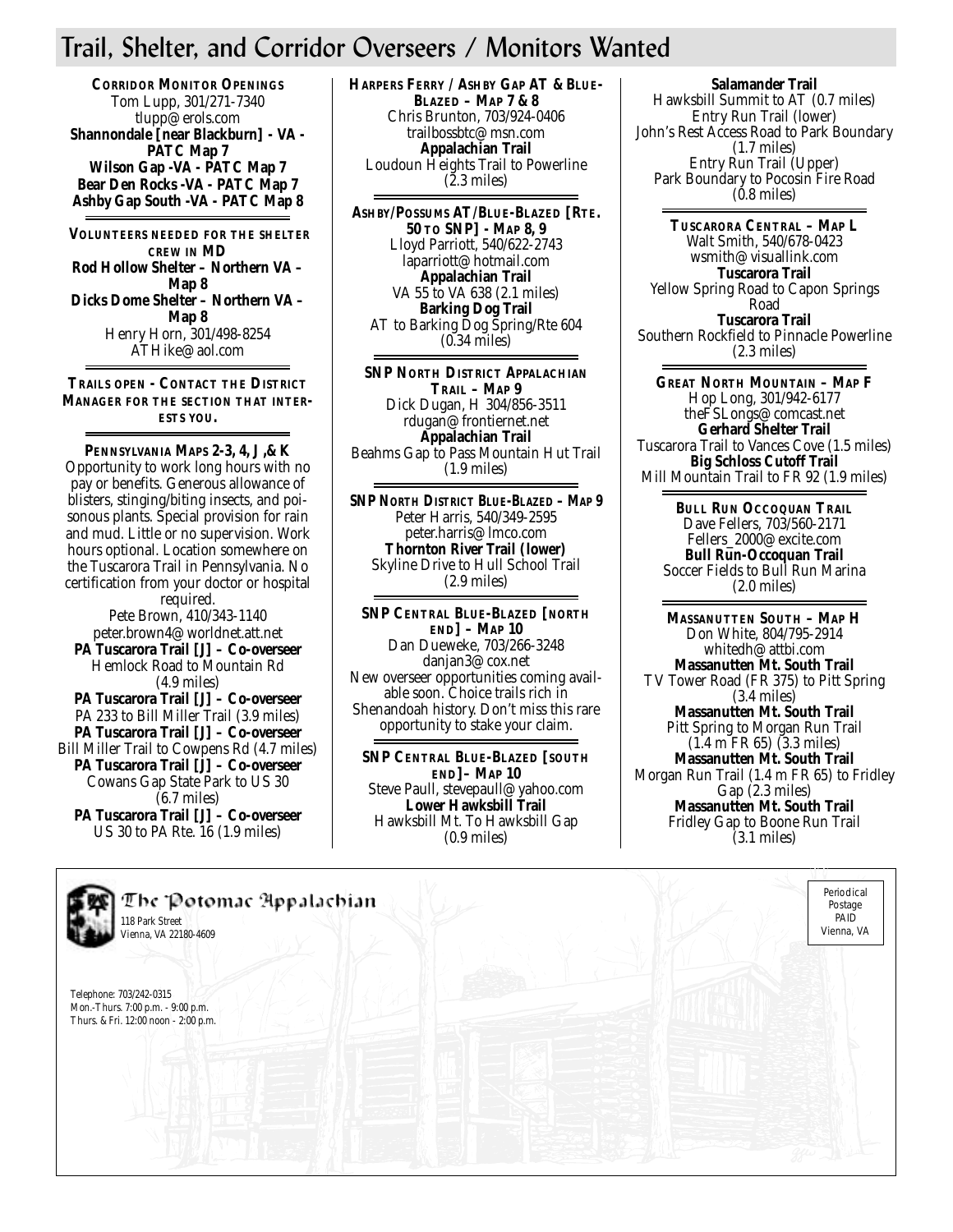# Trail, Shelter, and Corridor Overseers / Monitors Wanted

**CORRIDOR MONITOR OPENINGS**
Tom Lupp, 301/271-7340
tlupp@erols.com
**Shannondale [near Blackburn] - VA - PATC Map 7**
**Wilson Gap -VA - PATC Map 7**
**Bear Den Rocks -VA - PATC Map 7**
**Ashby Gap South -VA - PATC Map 8**

**VOLUNTEERS NEEDED FOR THE SHELTER CREW IN MD**
**Rod Hollow Shelter – Northern VA – Map 8**
**Dicks Dome Shelter – Northern VA – Map 8**
Henry Horn, 301/498-8254
ATHike@aol.com

**TRAILS OPEN - CONTACT THE DISTRICT MANAGER FOR THE SECTION THAT INTERESTS YOU.**

**PENNSYLVANIA MAPS 2-3, 4, J ,& K**
Opportunity to work long hours with no pay or benefits. Generous allowance of blisters, stinging/biting insects, and poisonous plants. Special provision for rain and mud. Little or no supervision. Work hours optional. Location somewhere on the Tuscarora Trail in Pennsylvania. No certification from your doctor or hospital required.
Pete Brown, 410/343-1140
peter.brown4@worldnet.att.net
**PA Tuscarora Trail [J] – Co-overseer**
Hemlock Road to Mountain Rd (4.9 miles)
**PA Tuscarora Trail [J] – Co-overseer**
PA 233 to Bill Miller Trail (3.9 miles)
**PA Tuscarora Trail [J] – Co-overseer**
Bill Miller Trail to Cowpens Rd (4.7 miles)
**PA Tuscarora Trail [J] – Co-overseer**
Cowans Gap State Park to US 30 (6.7 miles)
**PA Tuscarora Trail [J] – Co-overseer**
US 30 to PA Rte. 16 (1.9 miles)

**HARPERS FERRY / ASHBY GAP AT & BLUE-BLAZED – MAP 7 & 8**
Chris Brunton, 703/924-0406
trailbossbtc@msn.com
**Appalachian Trail**
Loudoun Heights Trail to Powerline (2.3 miles)

**ASHBY/POSSUMS AT/BLUE-BLAZED [RTE. 50 TO SNP] - MAP 8, 9**
Lloyd Parriott, 540/622-2743
laparriott@hotmail.com
**Appalachian Trail**
VA 55 to VA 638 (2.1 miles)
**Barking Dog Trail**
AT to Barking Dog Spring/Rte 604 (0.34 miles)

**SNP NORTH DISTRICT APPALACHIAN TRAIL – MAP 9**
Dick Dugan, H 304/856-3511
rdugan@frontiernet.net
**Appalachian Trail**
Beahms Gap to Pass Mountain Hut Trail (1.9 miles)

**SNP NORTH DISTRICT BLUE-BLAZED – MAP 9**
Peter Harris, 540/349-2595
peter.harris@lmco.com
**Thornton River Trail (lower)**
Skyline Drive to Hull School Trail (2.9 miles)

**SNP CENTRAL BLUE-BLAZED [NORTH END] – MAP 10**
Dan Dueweke, 703/266-3248
danjan3@cox.net
New overseer opportunities coming available soon. Choice trails rich in Shenandoah history. Don't miss this rare opportunity to stake your claim.

**SNP CENTRAL BLUE-BLAZED [SOUTH END]– MAP 10**
Steve Paull, stevepaull@yahoo.com
**Lower Hawksbill Trail**
Hawksbill Mt. To Hawksbill Gap (0.9 miles)
**Salamander Trail**
Hawksbill Summit to AT (0.7 miles)
Entry Run Trail (lower)
John's Rest Access Road to Park Boundary (1.7 miles)
Entry Run Trail (Upper)
Park Boundary to Pocosin Fire Road (0.8 miles)

**TUSCARORA CENTRAL – MAP L**
Walt Smith, 540/678-0423
wsmith@visuallink.com
**Tuscarora Trail**
Yellow Spring Road to Capon Springs Road
**Tuscarora Trail**
Southern Rockfield to Pinnacle Powerline (2.3 miles)

**GREAT NORTH MOUNTAIN – MAP F**
Hop Long, 301/942-6177
theFSLongs@comcast.net
**Gerhard Shelter Trail**
Tuscarora Trail to Vances Cove (1.5 miles)
**Big Schloss Cutoff Trail**
Mill Mountain Trail to FR 92 (1.9 miles)

**BULL RUN OCCOQUAN TRAIL**
Dave Fellers, 703/560-2171
Fellers_2000@excite.com
**Bull Run-Occoquan Trail**
Soccer Fields to Bull Run Marina (2.0 miles)

**MASSANUTTEN SOUTH – MAP H**
Don White, 804/795-2914
whitedh@attbi.com
**Massanutten Mt. South Trail**
TV Tower Road (FR 375) to Pitt Spring (3.4 miles)
**Massanutten Mt. South Trail**
Pitt Spring to Morgan Run Trail (1.4 m FR 65) (3.3 miles)
**Massanutten Mt. South Trail**
Morgan Run Trail (1.4 m FR 65) to Fridley Gap (2.3 miles)
**Massanutten Mt. South Trail**
Fridley Gap to Boone Run Trail (3.1 miles)

---

The Potomac Appalachian
118 Park Street
Vienna, VA 22180-4609

Periodical Postage PAID Vienna, VA

Telephone: 703/242-0315
Mon.-Thurs. 7:00 p.m. - 9:00 p.m.
Thurs. & Fri. 12:00 noon - 2:00 p.m.